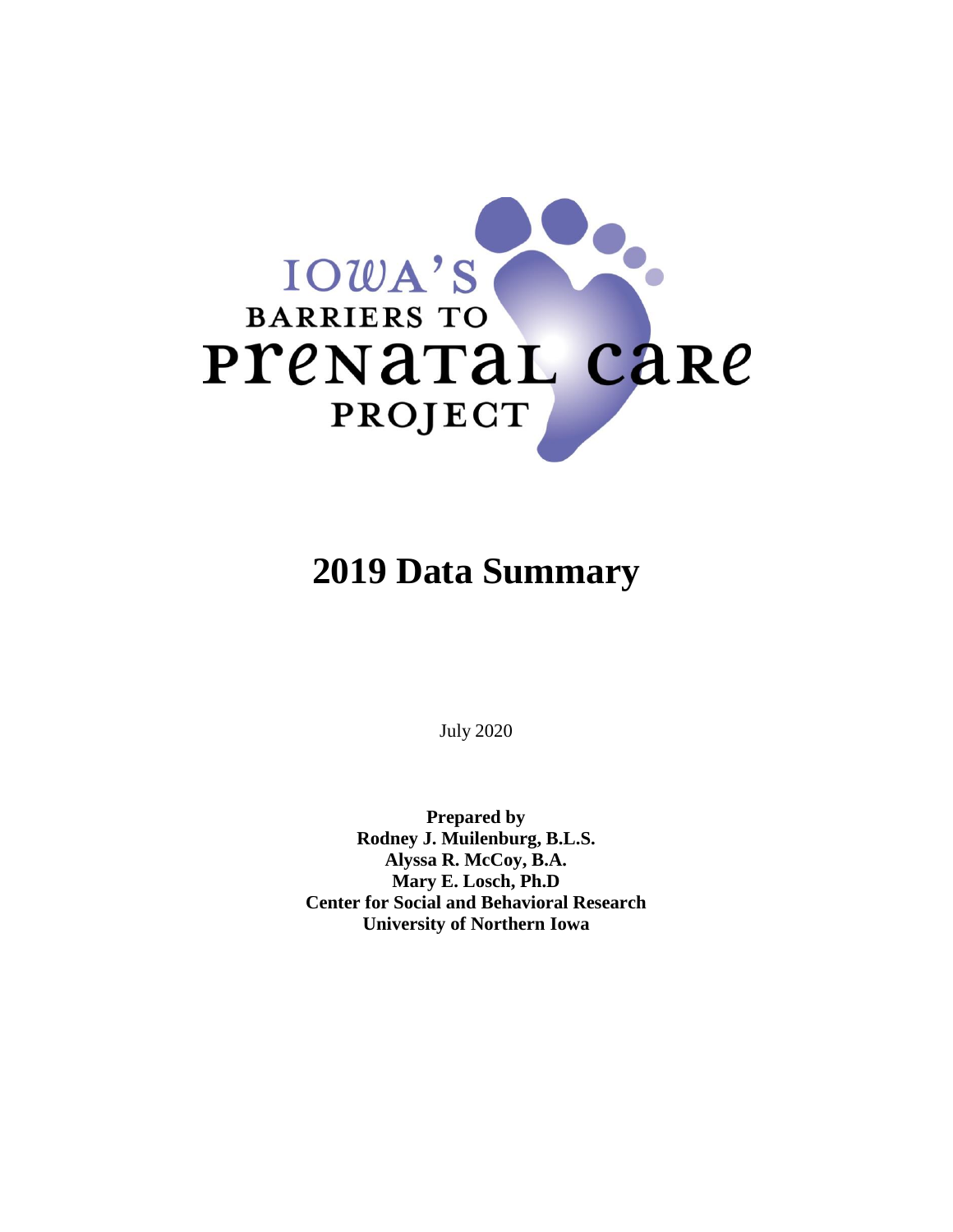# IOWA'S BARRIERS TO PRENATAL CARE PROJECT

# 2019 Data Summary

July 2020

**Prepared by**
**Rodney J. Muilenburg, B.L.S.**
**Alyssa R. McCoy, B.A.**
**Mary E. Losch, Ph.D**
**Center for Social and Behavioral Research**
**University of Northern Iowa**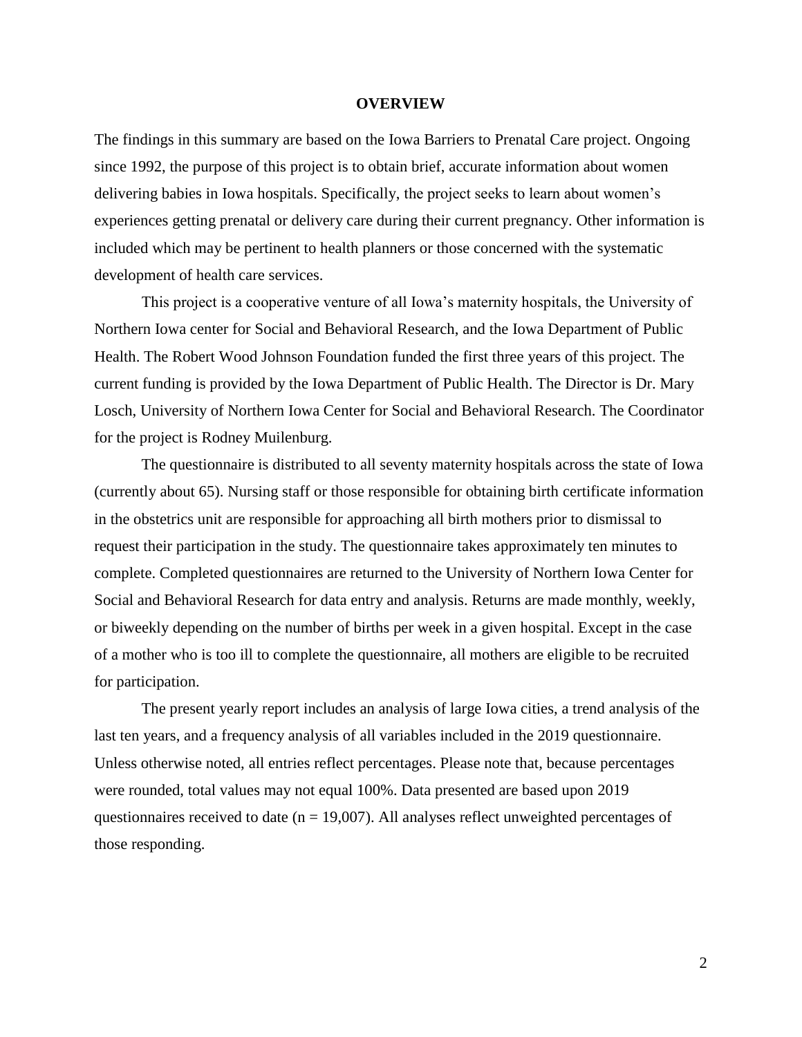# OVERVIEW

The findings in this summary are based on the Iowa Barriers to Prenatal Care project. Ongoing since 1992, the purpose of this project is to obtain brief, accurate information about women delivering babies in Iowa hospitals. Specifically, the project seeks to learn about women's experiences getting prenatal or delivery care during their current pregnancy. Other information is included which may be pertinent to health planners or those concerned with the systematic development of health care services.

This project is a cooperative venture of all Iowa's maternity hospitals, the University of Northern Iowa center for Social and Behavioral Research, and the Iowa Department of Public Health. The Robert Wood Johnson Foundation funded the first three years of this project. The current funding is provided by the Iowa Department of Public Health. The Director is Dr. Mary Losch, University of Northern Iowa Center for Social and Behavioral Research. The Coordinator for the project is Rodney Muilenburg.

The questionnaire is distributed to all seventy maternity hospitals across the state of Iowa (currently about 65). Nursing staff or those responsible for obtaining birth certificate information in the obstetrics unit are responsible for approaching all birth mothers prior to dismissal to request their participation in the study. The questionnaire takes approximately ten minutes to complete. Completed questionnaires are returned to the University of Northern Iowa Center for Social and Behavioral Research for data entry and analysis. Returns are made monthly, weekly, or biweekly depending on the number of births per week in a given hospital. Except in the case of a mother who is too ill to complete the questionnaire, all mothers are eligible to be recruited for participation.

The present yearly report includes an analysis of large Iowa cities, a trend analysis of the last ten years, and a frequency analysis of all variables included in the 2019 questionnaire. Unless otherwise noted, all entries reflect percentages. Please note that, because percentages were rounded, total values may not equal 100%. Data presented are based upon 2019 questionnaires received to date (n = 19,007). All analyses reflect unweighted percentages of those responding.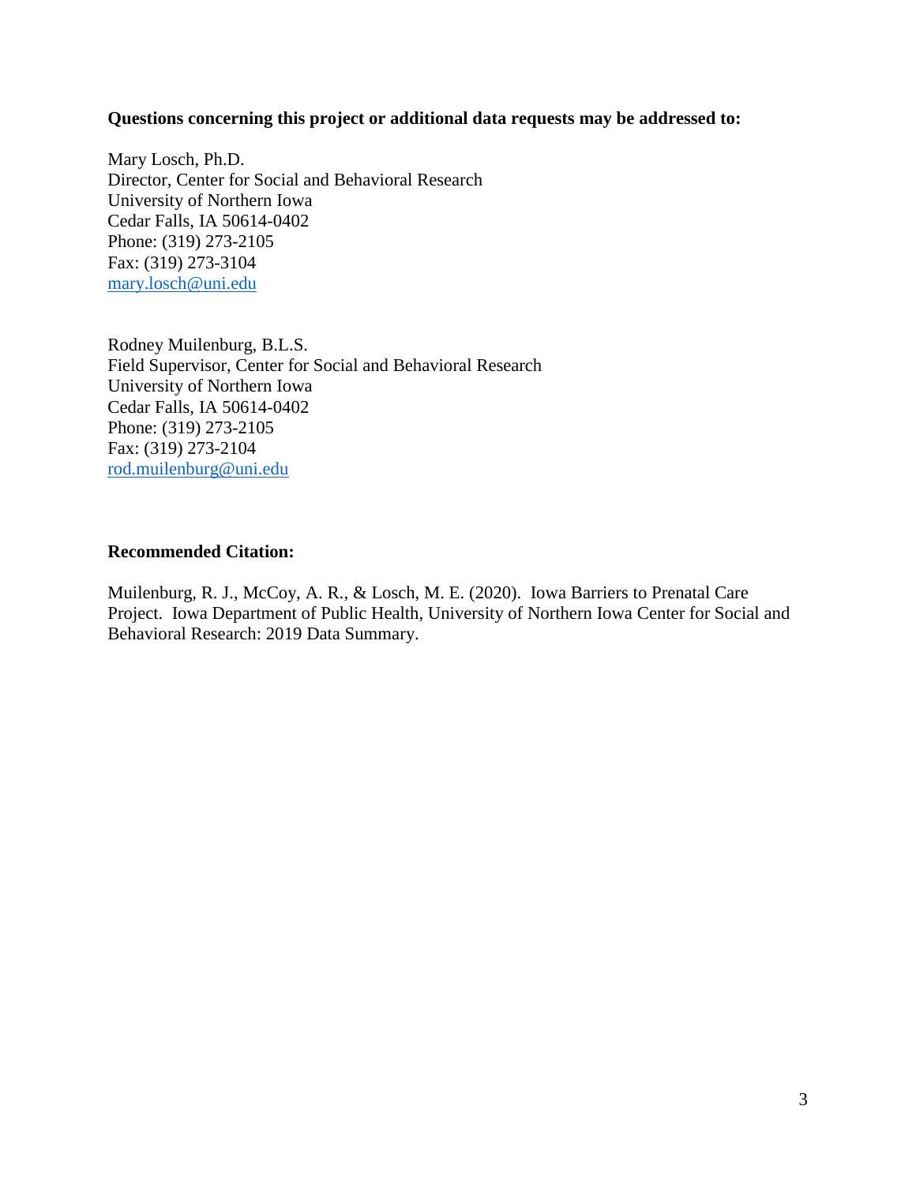**Questions concerning this project or additional data requests may be addressed to:**

Mary Losch, Ph.D.
Director, Center for Social and Behavioral Research
University of Northern Iowa
Cedar Falls, IA 50614-0402
Phone: (319) 273-2105
Fax: (319) 273-3104
mary.losch@uni.edu

Rodney Muilenburg, B.L.S.
Field Supervisor, Center for Social and Behavioral Research
University of Northern Iowa
Cedar Falls, IA 50614-0402
Phone: (319) 273-2105
Fax: (319) 273-2104
rod.muilenburg@uni.edu

**Recommended Citation:**

Muilenburg, R. J., McCoy, A. R., & Losch, M. E. (2020). Iowa Barriers to Prenatal Care Project. Iowa Department of Public Health, University of Northern Iowa Center for Social and Behavioral Research: 2019 Data Summary.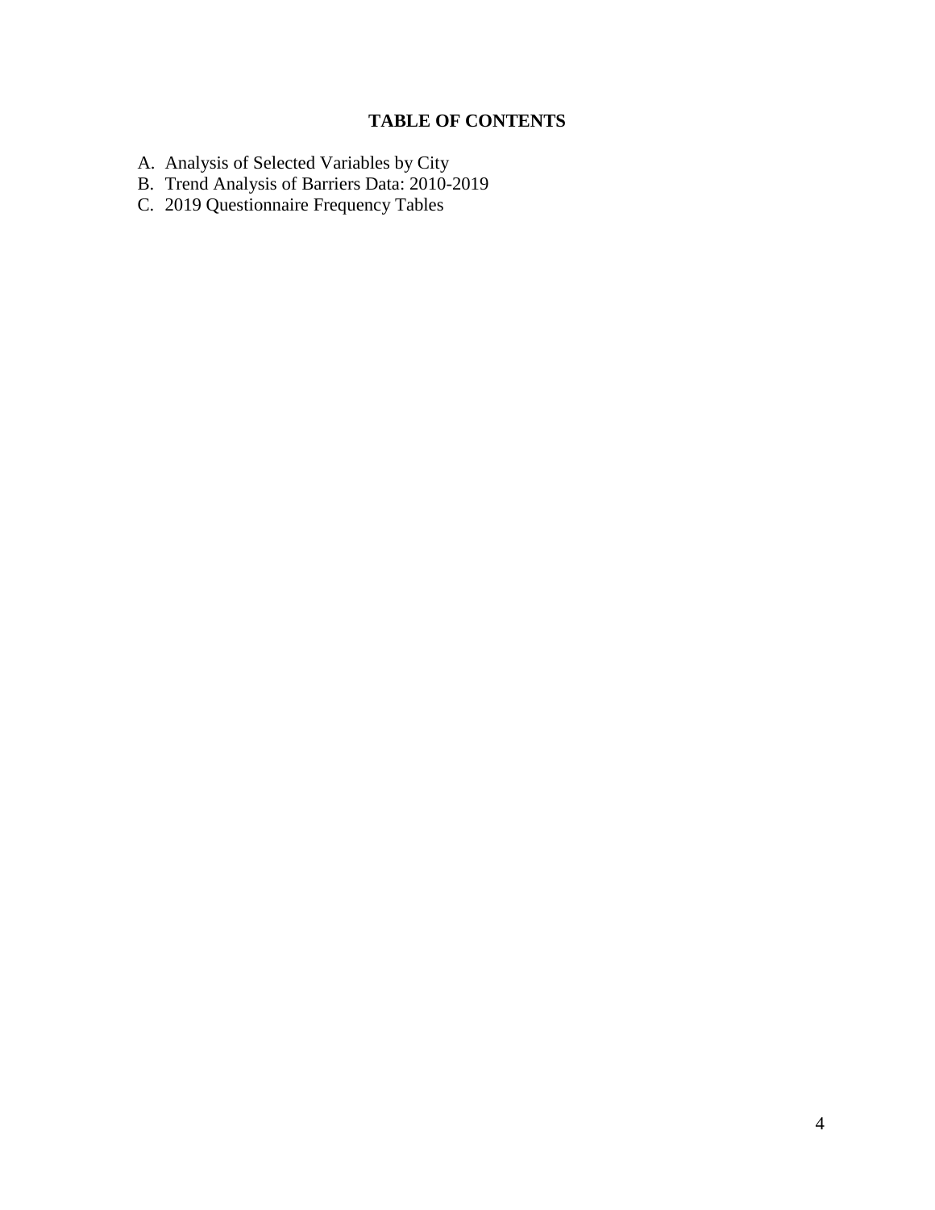# TABLE OF CONTENTS

A. Analysis of Selected Variables by City
B. Trend Analysis of Barriers Data: 2010-2019
C. 2019 Questionnaire Frequency Tables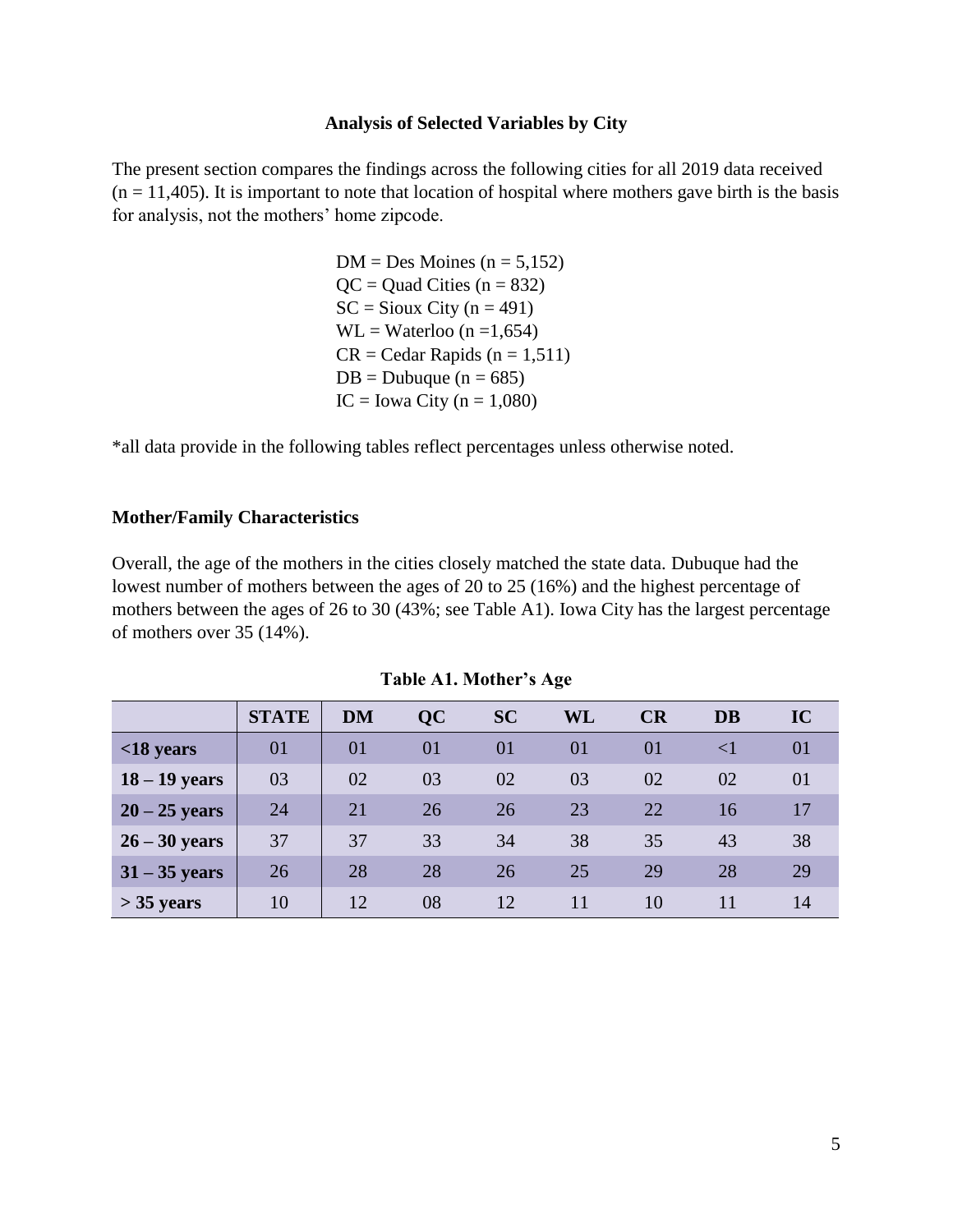## Analysis of Selected Variables by City

The present section compares the findings across the following cities for all 2019 data received (n = 11,405). It is important to note that location of hospital where mothers gave birth is the basis for analysis, not the mothers' home zipcode.

DM = Des Moines (n = 5,152)
QC = Quad Cities (n = 832)
SC = Sioux City (n = 491)
WL = Waterloo (n =1,654)
CR = Cedar Rapids (n = 1,511)
DB = Dubuque (n = 685)
IC = Iowa City (n = 1,080)

*all data provide in the following tables reflect percentages unless otherwise noted.

### Mother/Family Characteristics

Overall, the age of the mothers in the cities closely matched the state data. Dubuque had the lowest number of mothers between the ages of 20 to 25 (16%) and the highest percentage of mothers between the ages of 26 to 30 (43%; see Table A1). Iowa City has the largest percentage of mothers over 35 (14%).

**Table A1. Mother's Age**

| | STATE | DM | QC | SC | WL | CR | DB | IC |
|---|---|---|---|---|---|---|---|---|
| **<18 years** | 01 | 01 | 01 | 01 | 01 | 01 | <1 | 01 |
| **18 – 19 years** | 03 | 02 | 03 | 02 | 03 | 02 | 02 | 01 |
| **20 – 25 years** | 24 | 21 | 26 | 26 | 23 | 22 | 16 | 17 |
| **26 – 30 years** | 37 | 37 | 33 | 34 | 38 | 35 | 43 | 38 |
| **31 – 35 years** | 26 | 28 | 28 | 26 | 25 | 29 | 28 | 29 |
| **> 35 years** | 10 | 12 | 08 | 12 | 11 | 10 | 11 | 14 |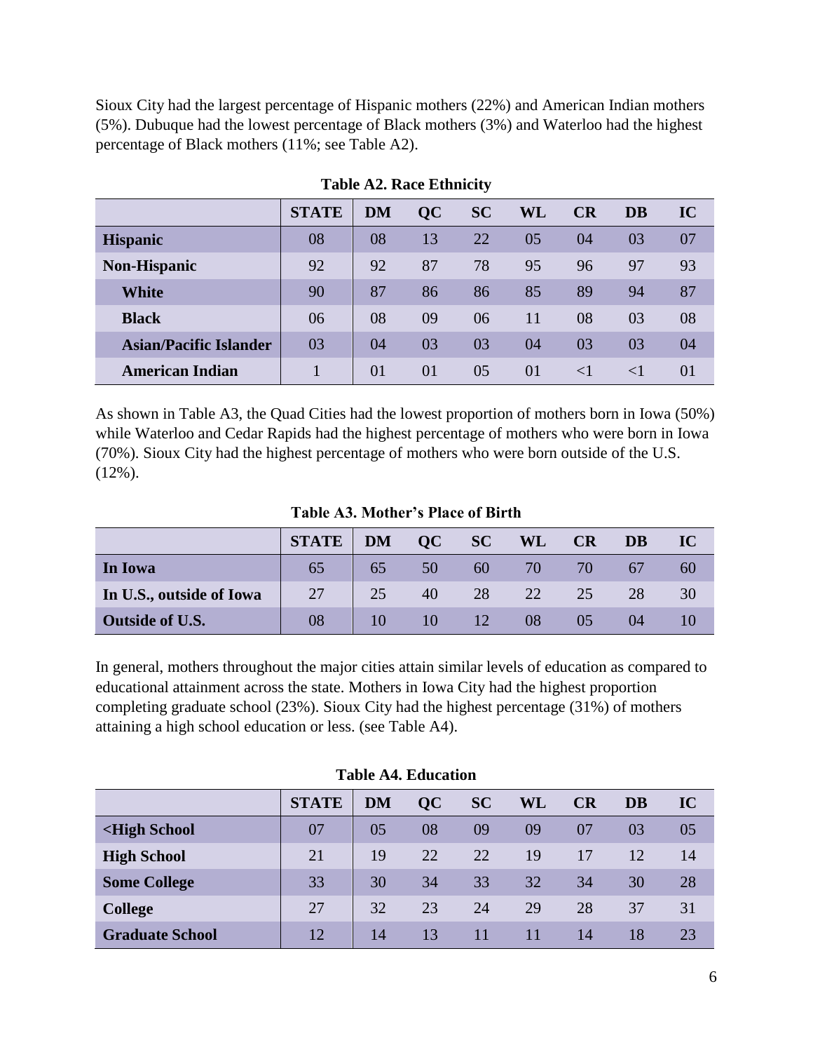Sioux City had the largest percentage of Hispanic mothers (22%) and American Indian mothers (5%). Dubuque had the lowest percentage of Black mothers (3%) and Waterloo had the highest percentage of Black mothers (11%; see Table A2).

**Table A2. Race Ethnicity**

| | STATE | DM | QC | SC | WL | CR | DB | IC |
|---|---|---|---|---|---|---|---|---|
| **Hispanic** | 08 | 08 | 13 | 22 | 05 | 04 | 03 | 07 |
| **Non-Hispanic** | 92 | 92 | 87 | 78 | 95 | 96 | 97 | 93 |
| **White** | 90 | 87 | 86 | 86 | 85 | 89 | 94 | 87 |
| **Black** | 06 | 08 | 09 | 06 | 11 | 08 | 03 | 08 |
| **Asian/Pacific Islander** | 03 | 04 | 03 | 03 | 04 | 03 | 03 | 04 |
| **American Indian** | 1 | 01 | 01 | 05 | 01 | <1 | <1 | 01 |

As shown in Table A3, the Quad Cities had the lowest proportion of mothers born in Iowa (50%) while Waterloo and Cedar Rapids had the highest percentage of mothers who were born in Iowa (70%). Sioux City had the highest percentage of mothers who were born outside of the U.S. (12%).

**Table A3. Mother's Place of Birth**

| | STATE | DM | QC | SC | WL | CR | DB | IC |
|---|---|---|---|---|---|---|---|---|
| **In Iowa** | 65 | 65 | 50 | 60 | 70 | 70 | 67 | 60 |
| **In U.S., outside of Iowa** | 27 | 25 | 40 | 28 | 22 | 25 | 28 | 30 |
| **Outside of U.S.** | 08 | 10 | 10 | 12 | 08 | 05 | 04 | 10 |

In general, mothers throughout the major cities attain similar levels of education as compared to educational attainment across the state. Mothers in Iowa City had the highest proportion completing graduate school (23%). Sioux City had the highest percentage (31%) of mothers attaining a high school education or less. (see Table A4).

**Table A4. Education**

| | STATE | DM | QC | SC | WL | CR | DB | IC |
|---|---|---|---|---|---|---|---|---|
| **<High School** | 07 | 05 | 08 | 09 | 09 | 07 | 03 | 05 |
| **High School** | 21 | 19 | 22 | 22 | 19 | 17 | 12 | 14 |
| **Some College** | 33 | 30 | 34 | 33 | 32 | 34 | 30 | 28 |
| **College** | 27 | 32 | 23 | 24 | 29 | 28 | 37 | 31 |
| **Graduate School** | 12 | 14 | 13 | 11 | 11 | 14 | 18 | 23 |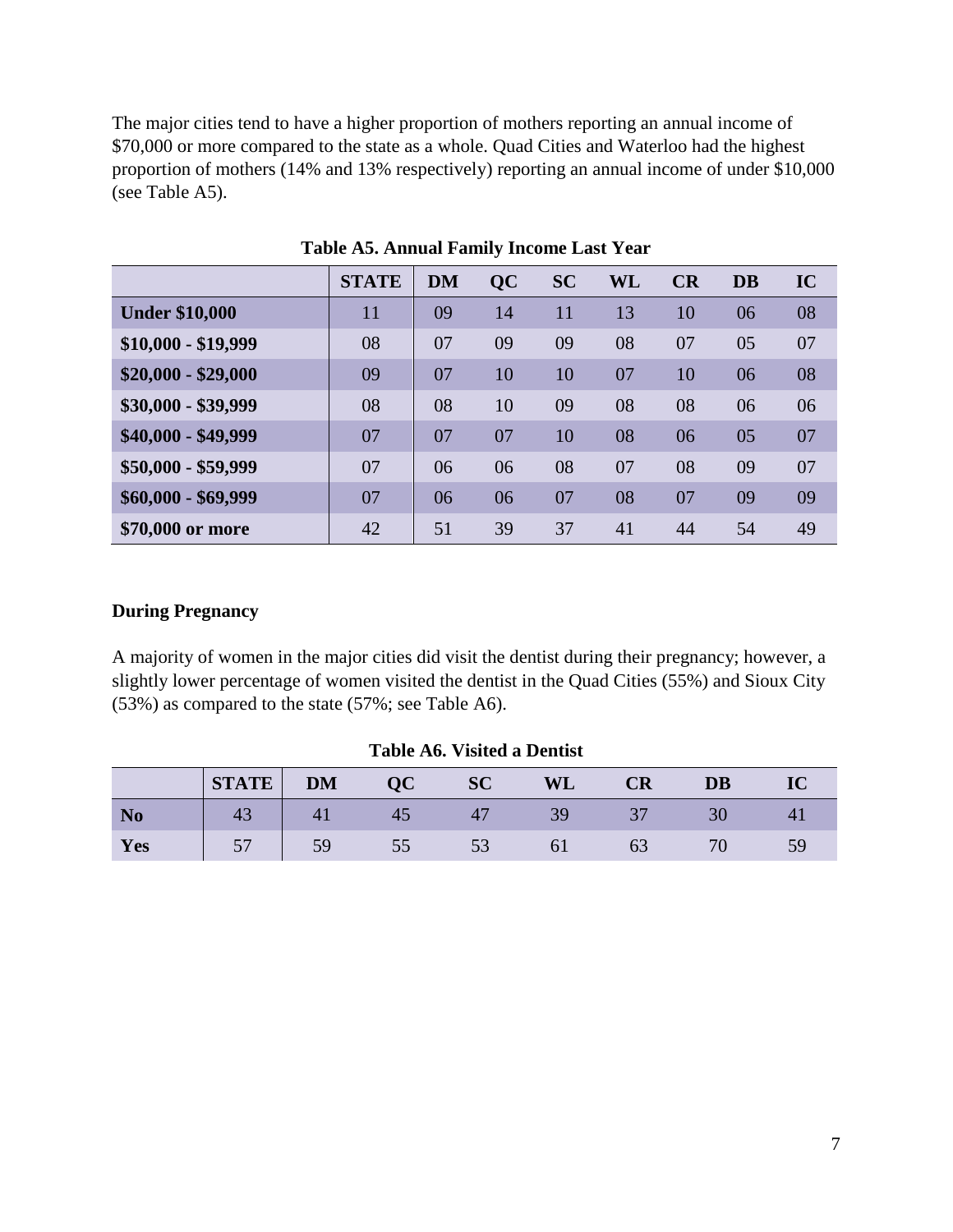The major cities tend to have a higher proportion of mothers reporting an annual income of $70,000 or more compared to the state as a whole. Quad Cities and Waterloo had the highest proportion of mothers (14% and 13% respectively) reporting an annual income of under $10,000 (see Table A5).

**Table A5. Annual Family Income Last Year**

| | STATE | DM | QC | SC | WL | CR | DB | IC |
|---|---|---|---|---|---|---|---|---|
| **Under $10,000** | 11 | 09 | 14 | 11 | 13 | 10 | 06 | 08 |
| **$10,000 - $19,999** | 08 | 07 | 09 | 09 | 08 | 07 | 05 | 07 |
| **$20,000 - $29,000** | 09 | 07 | 10 | 10 | 07 | 10 | 06 | 08 |
| **$30,000 - $39,999** | 08 | 08 | 10 | 09 | 08 | 08 | 06 | 06 |
| **$40,000 - $49,999** | 07 | 07 | 07 | 10 | 08 | 06 | 05 | 07 |
| **$50,000 - $59,999** | 07 | 06 | 06 | 08 | 07 | 08 | 09 | 07 |
| **$60,000 - $69,999** | 07 | 06 | 06 | 07 | 08 | 07 | 09 | 09 |
| **$70,000 or more** | 42 | 51 | 39 | 37 | 41 | 44 | 54 | 49 |

**During Pregnancy**

A majority of women in the major cities did visit the dentist during their pregnancy; however, a slightly lower percentage of women visited the dentist in the Quad Cities (55%) and Sioux City (53%) as compared to the state (57%; see Table A6).

**Table A6. Visited a Dentist**

| | STATE | DM | QC | SC | WL | CR | DB | IC |
|---|---|---|---|---|---|---|---|---|
| **No** | 43 | 41 | 45 | 47 | 39 | 37 | 30 | 41 |
| **Yes** | 57 | 59 | 55 | 53 | 61 | 63 | 70 | 59 |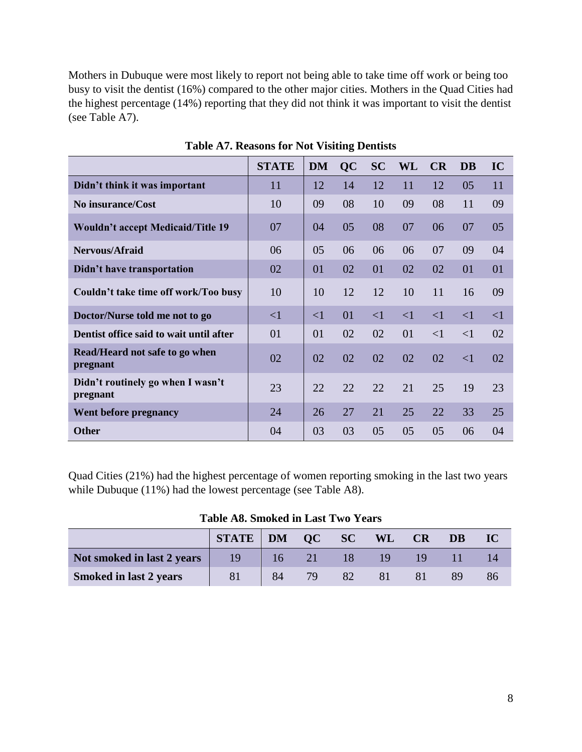Mothers in Dubuque were most likely to report not being able to take time off work or being too busy to visit the dentist (16%) compared to the other major cities. Mothers in the Quad Cities had the highest percentage (14%) reporting that they did not think it was important to visit the dentist (see Table A7).

**Table A7. Reasons for Not Visiting Dentists**

| | STATE | DM | QC | SC | WL | CR | DB | IC |
|---|---|---|---|---|---|---|---|---|
| **Didn't think it was important** | 11 | 12 | 14 | 12 | 11 | 12 | 05 | 11 |
| **No insurance/Cost** | 10 | 09 | 08 | 10 | 09 | 08 | 11 | 09 |
| **Wouldn't accept Medicaid/Title 19** | 07 | 04 | 05 | 08 | 07 | 06 | 07 | 05 |
| **Nervous/Afraid** | 06 | 05 | 06 | 06 | 06 | 07 | 09 | 04 |
| **Didn't have transportation** | 02 | 01 | 02 | 01 | 02 | 02 | 01 | 01 |
| **Couldn't take time off work/Too busy** | 10 | 10 | 12 | 12 | 10 | 11 | 16 | 09 |
| **Doctor/Nurse told me not to go** | <1 | <1 | 01 | <1 | <1 | <1 | <1 | <1 |
| **Dentist office said to wait until after** | 01 | 01 | 02 | 02 | 01 | <1 | <1 | 02 |
| **Read/Heard not safe to go when pregnant** | 02 | 02 | 02 | 02 | 02 | 02 | <1 | 02 |
| **Didn't routinely go when I wasn't pregnant** | 23 | 22 | 22 | 22 | 21 | 25 | 19 | 23 |
| **Went before pregnancy** | 24 | 26 | 27 | 21 | 25 | 22 | 33 | 25 |
| **Other** | 04 | 03 | 03 | 05 | 05 | 05 | 06 | 04 |

Quad Cities (21%) had the highest percentage of women reporting smoking in the last two years while Dubuque (11%) had the lowest percentage (see Table A8).

**Table A8. Smoked in Last Two Years**

| | STATE | DM | QC | SC | WL | CR | DB | IC |
|---|---|---|---|---|---|---|---|---|
| **Not smoked in last 2 years** | 19 | 16 | 21 | 18 | 19 | 19 | 11 | 14 |
| **Smoked in last 2 years** | 81 | 84 | 79 | 82 | 81 | 81 | 89 | 86 |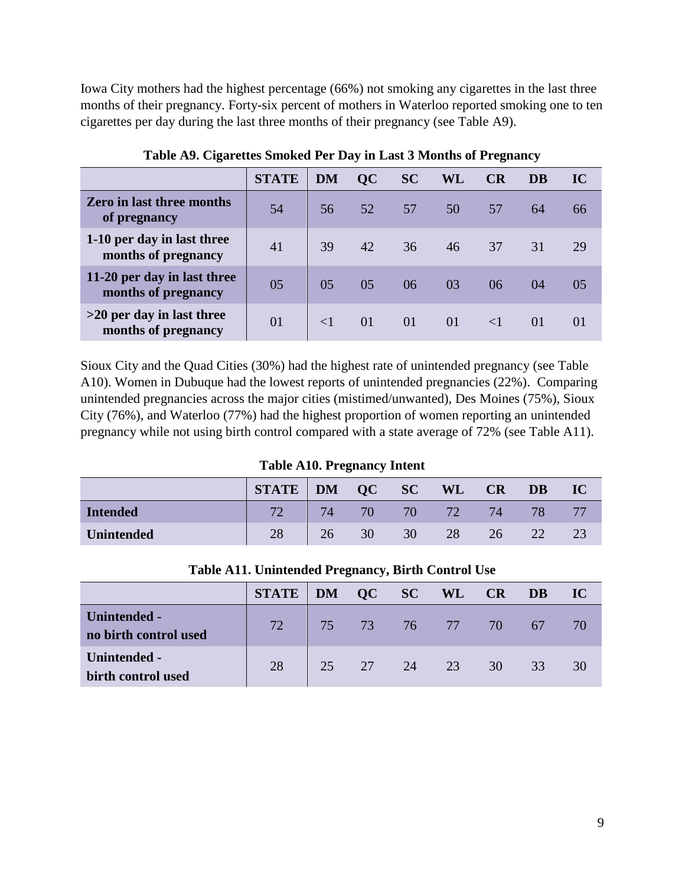Iowa City mothers had the highest percentage (66%) not smoking any cigarettes in the last three months of their pregnancy. Forty-six percent of mothers in Waterloo reported smoking one to ten cigarettes per day during the last three months of their pregnancy (see Table A9).

**Table A9. Cigarettes Smoked Per Day in Last 3 Months of Pregnancy**

| | STATE | DM | QC | SC | WL | CR | DB | IC |
|---|---|---|---|---|---|---|---|---|
| **Zero in last three months of pregnancy** | 54 | 56 | 52 | 57 | 50 | 57 | 64 | 66 |
| **1-10 per day in last three months of pregnancy** | 41 | 39 | 42 | 36 | 46 | 37 | 31 | 29 |
| **11-20 per day in last three months of pregnancy** | 05 | 05 | 05 | 06 | 03 | 06 | 04 | 05 |
| **>20 per day in last three months of pregnancy** | 01 | <1 | 01 | 01 | 01 | <1 | 01 | 01 |

Sioux City and the Quad Cities (30%) had the highest rate of unintended pregnancy (see Table A10). Women in Dubuque had the lowest reports of unintended pregnancies (22%). Comparing unintended pregnancies across the major cities (mistimed/unwanted), Des Moines (75%), Sioux City (76%), and Waterloo (77%) had the highest proportion of women reporting an unintended pregnancy while not using birth control compared with a state average of 72% (see Table A11).

**Table A10. Pregnancy Intent**

| | STATE | DM | QC | SC | WL | CR | DB | IC |
|---|---|---|---|---|---|---|---|---|
| **Intended** | 72 | 74 | 70 | 70 | 72 | 74 | 78 | 77 |
| **Unintended** | 28 | 26 | 30 | 30 | 28 | 26 | 22 | 23 |

**Table A11. Unintended Pregnancy, Birth Control Use**

| | STATE | DM | QC | SC | WL | CR | DB | IC |
|---|---|---|---|---|---|---|---|---|
| **Unintended - no birth control used** | 72 | 75 | 73 | 76 | 77 | 70 | 67 | 70 |
| **Unintended - birth control used** | 28 | 25 | 27 | 24 | 23 | 30 | 33 | 30 |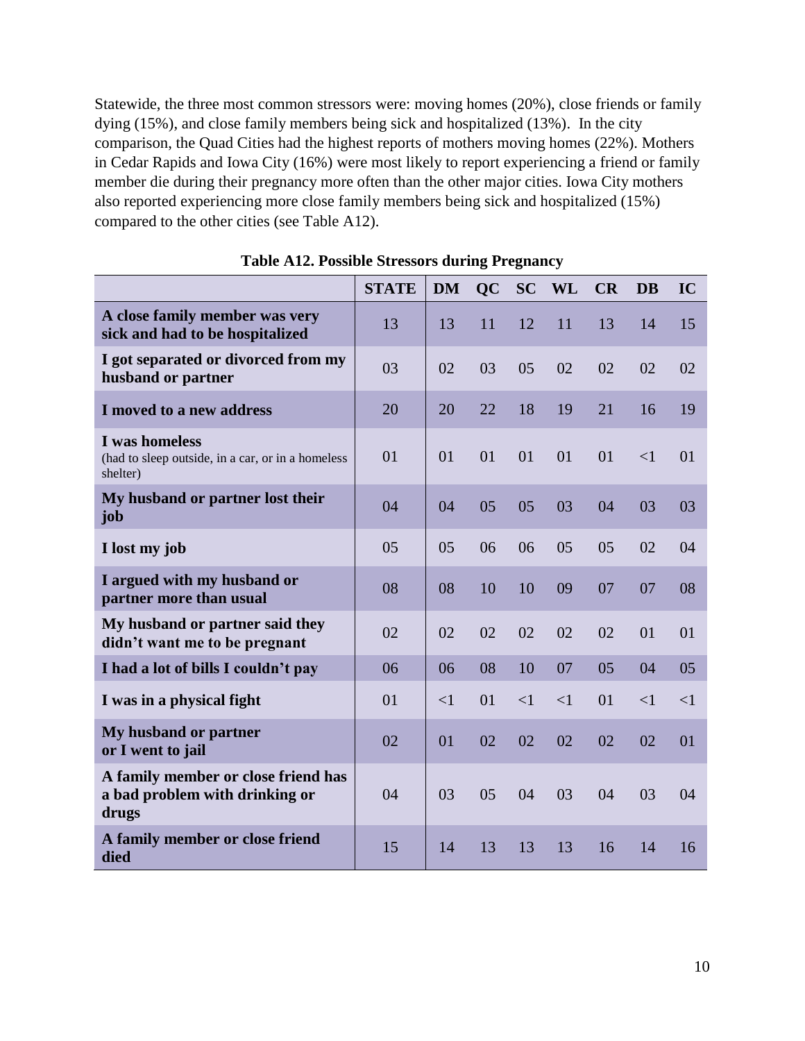Statewide, the three most common stressors were: moving homes (20%), close friends or family dying (15%), and close family members being sick and hospitalized (13%). In the city comparison, the Quad Cities had the highest reports of mothers moving homes (22%). Mothers in Cedar Rapids and Iowa City (16%) were most likely to report experiencing a friend or family member die during their pregnancy more often than the other major cities. Iowa City mothers also reported experiencing more close family members being sick and hospitalized (15%) compared to the other cities (see Table A12).

**Table A12. Possible Stressors during Pregnancy**

| | STATE | DM | QC | SC | WL | CR | DB | IC |
|---|---|---|---|---|---|---|---|---|
| **A close family member was very sick and had to be hospitalized** | 13 | 13 | 11 | 12 | 11 | 13 | 14 | 15 |
| **I got separated or divorced from my husband or partner** | 03 | 02 | 03 | 05 | 02 | 02 | 02 | 02 |
| **I moved to a new address** | 20 | 20 | 22 | 18 | 19 | 21 | 16 | 19 |
| **I was homeless** (had to sleep outside, in a car, or in a homeless shelter) | 01 | 01 | 01 | 01 | 01 | 01 | <1 | 01 |
| **My husband or partner lost their job** | 04 | 04 | 05 | 05 | 03 | 04 | 03 | 03 |
| **I lost my job** | 05 | 05 | 06 | 06 | 05 | 05 | 02 | 04 |
| **I argued with my husband or partner more than usual** | 08 | 08 | 10 | 10 | 09 | 07 | 07 | 08 |
| **My husband or partner said they didn't want me to be pregnant** | 02 | 02 | 02 | 02 | 02 | 02 | 01 | 01 |
| **I had a lot of bills I couldn't pay** | 06 | 06 | 08 | 10 | 07 | 05 | 04 | 05 |
| **I was in a physical fight** | 01 | <1 | 01 | <1 | <1 | 01 | <1 | <1 |
| **My husband or partner or I went to jail** | 02 | 01 | 02 | 02 | 02 | 02 | 02 | 01 |
| **A family member or close friend has a bad problem with drinking or drugs** | 04 | 03 | 05 | 04 | 03 | 04 | 03 | 04 |
| **A family member or close friend died** | 15 | 14 | 13 | 13 | 13 | 16 | 14 | 16 |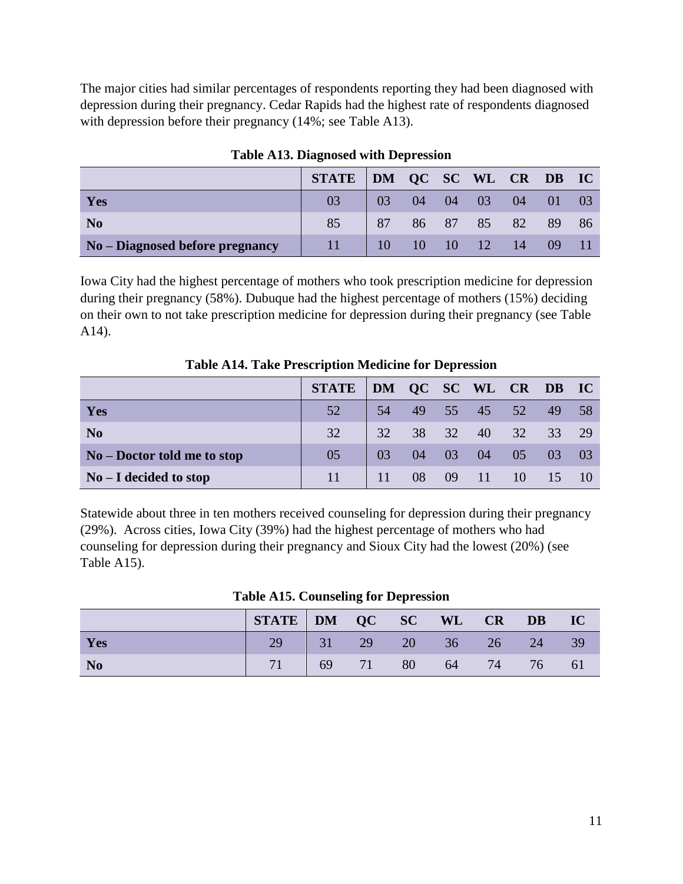The major cities had similar percentages of respondents reporting they had been diagnosed with depression during their pregnancy. Cedar Rapids had the highest rate of respondents diagnosed with depression before their pregnancy (14%; see Table A13).

**Table A13. Diagnosed with Depression**

| | STATE | DM | QC | SC | WL | CR | DB | IC |
|---|---|---|---|---|---|---|---|---|
| **Yes** | 03 | 03 | 04 | 04 | 03 | 04 | 01 | 03 |
| **No** | 85 | 87 | 86 | 87 | 85 | 82 | 89 | 86 |
| **No – Diagnosed before pregnancy** | 11 | 10 | 10 | 10 | 12 | 14 | 09 | 11 |

Iowa City had the highest percentage of mothers who took prescription medicine for depression during their pregnancy (58%). Dubuque had the highest percentage of mothers (15%) deciding on their own to not take prescription medicine for depression during their pregnancy (see Table A14).

**Table A14. Take Prescription Medicine for Depression**

| | STATE | DM | QC | SC | WL | CR | DB | IC |
|---|---|---|---|---|---|---|---|---|
| **Yes** | 52 | 54 | 49 | 55 | 45 | 52 | 49 | 58 |
| **No** | 32 | 32 | 38 | 32 | 40 | 32 | 33 | 29 |
| **No – Doctor told me to stop** | 05 | 03 | 04 | 03 | 04 | 05 | 03 | 03 |
| **No – I decided to stop** | 11 | 11 | 08 | 09 | 11 | 10 | 15 | 10 |

Statewide about three in ten mothers received counseling for depression during their pregnancy (29%). Across cities, Iowa City (39%) had the highest percentage of mothers who had counseling for depression during their pregnancy and Sioux City had the lowest (20%) (see Table A15).

**Table A15. Counseling for Depression**

| | STATE | DM | QC | SC | WL | CR | DB | IC |
|---|---|---|---|---|---|---|---|---|
| **Yes** | 29 | 31 | 29 | 20 | 36 | 26 | 24 | 39 |
| **No** | 71 | 69 | 71 | 80 | 64 | 74 | 76 | 61 |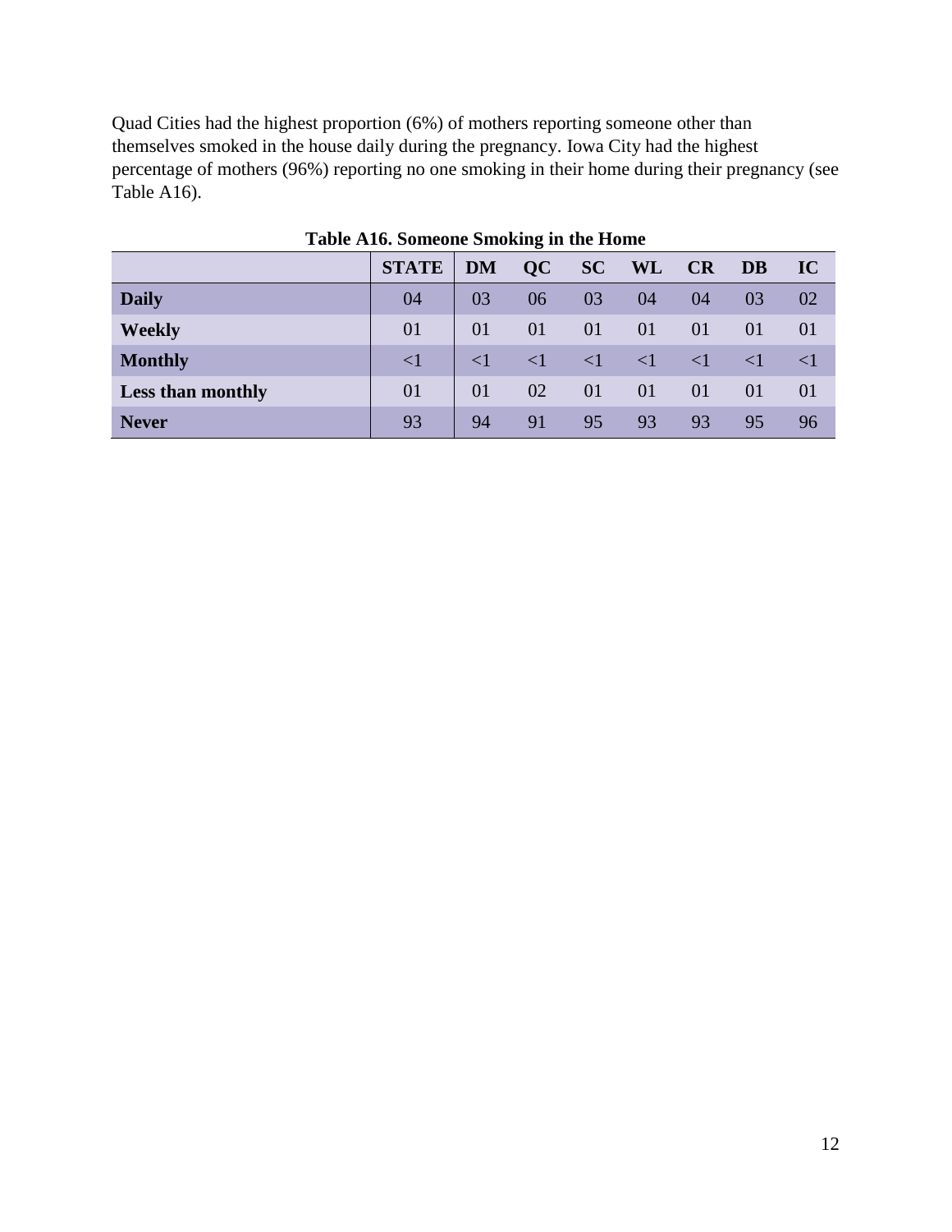Quad Cities had the highest proportion (6%) of mothers reporting someone other than themselves smoked in the house daily during the pregnancy. Iowa City had the highest percentage of mothers (96%) reporting no one smoking in their home during their pregnancy (see Table A16).

**Table A16. Someone Smoking in the Home**

| | STATE | DM | QC | SC | WL | CR | DB | IC |
|---|---|---|---|---|---|---|---|---|
| **Daily** | 04 | 03 | 06 | 03 | 04 | 04 | 03 | 02 |
| **Weekly** | 01 | 01 | 01 | 01 | 01 | 01 | 01 | 01 |
| **Monthly** | <1 | <1 | <1 | <1 | <1 | <1 | <1 | <1 |
| **Less than monthly** | 01 | 01 | 02 | 01 | 01 | 01 | 01 | 01 |
| **Never** | 93 | 94 | 91 | 95 | 93 | 93 | 95 | 96 |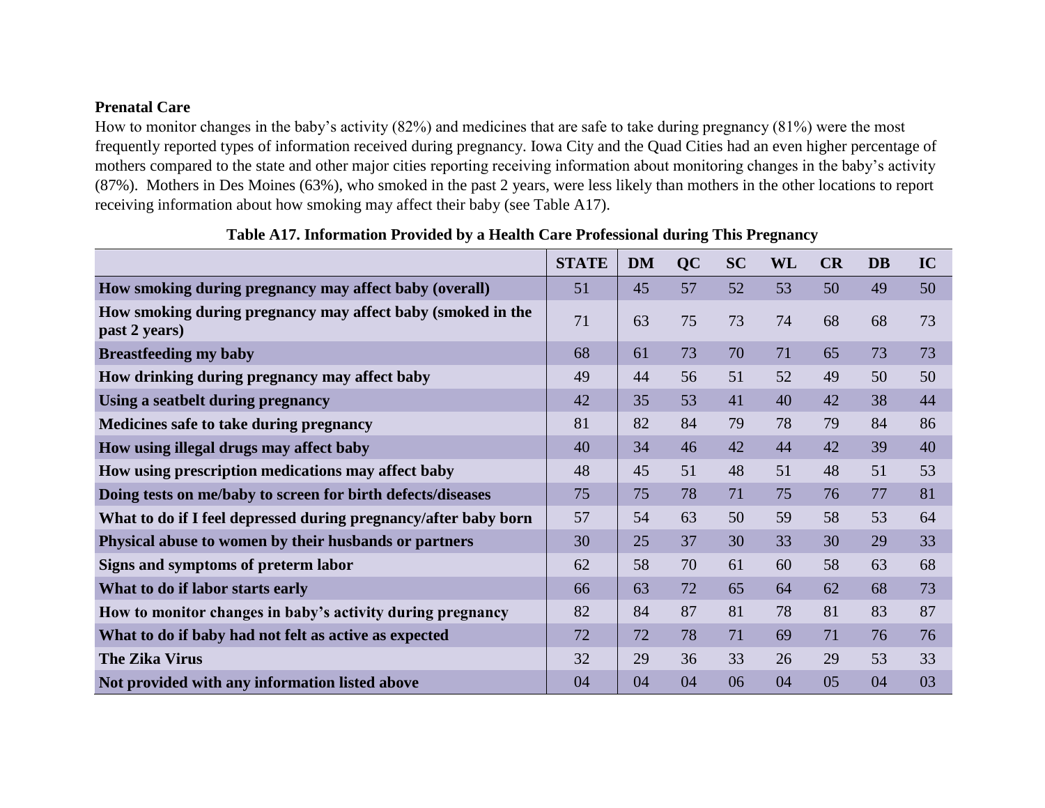**Prenatal Care**

How to monitor changes in the baby's activity (82%) and medicines that are safe to take during pregnancy (81%) were the most frequently reported types of information received during pregnancy. Iowa City and the Quad Cities had an even higher percentage of mothers compared to the state and other major cities reporting receiving information about monitoring changes in the baby's activity (87%). Mothers in Des Moines (63%), who smoked in the past 2 years, were less likely than mothers in the other locations to report receiving information about how smoking may affect their baby (see Table A17).

**Table A17. Information Provided by a Health Care Professional during This Pregnancy**

| | STATE | DM | QC | SC | WL | CR | DB | IC |
|---|---|---|---|---|---|---|---|---|
| How smoking during pregnancy may affect baby (overall) | 51 | 45 | 57 | 52 | 53 | 50 | 49 | 50 |
| How smoking during pregnancy may affect baby (smoked in the past 2 years) | 71 | 63 | 75 | 73 | 74 | 68 | 68 | 73 |
| Breastfeeding my baby | 68 | 61 | 73 | 70 | 71 | 65 | 73 | 73 |
| How drinking during pregnancy may affect baby | 49 | 44 | 56 | 51 | 52 | 49 | 50 | 50 |
| Using a seatbelt during pregnancy | 42 | 35 | 53 | 41 | 40 | 42 | 38 | 44 |
| Medicines safe to take during pregnancy | 81 | 82 | 84 | 79 | 78 | 79 | 84 | 86 |
| How using illegal drugs may affect baby | 40 | 34 | 46 | 42 | 44 | 42 | 39 | 40 |
| How using prescription medications may affect baby | 48 | 45 | 51 | 48 | 51 | 48 | 51 | 53 |
| Doing tests on me/baby to screen for birth defects/diseases | 75 | 75 | 78 | 71 | 75 | 76 | 77 | 81 |
| What to do if I feel depressed during pregnancy/after baby born | 57 | 54 | 63 | 50 | 59 | 58 | 53 | 64 |
| Physical abuse to women by their husbands or partners | 30 | 25 | 37 | 30 | 33 | 30 | 29 | 33 |
| Signs and symptoms of preterm labor | 62 | 58 | 70 | 61 | 60 | 58 | 63 | 68 |
| What to do if labor starts early | 66 | 63 | 72 | 65 | 64 | 62 | 68 | 73 |
| How to monitor changes in baby's activity during pregnancy | 82 | 84 | 87 | 81 | 78 | 81 | 83 | 87 |
| What to do if baby had not felt as active as expected | 72 | 72 | 78 | 71 | 69 | 71 | 76 | 76 |
| The Zika Virus | 32 | 29 | 36 | 33 | 26 | 29 | 53 | 33 |
| Not provided with any information listed above | 04 | 04 | 04 | 06 | 04 | 05 | 04 | 03 |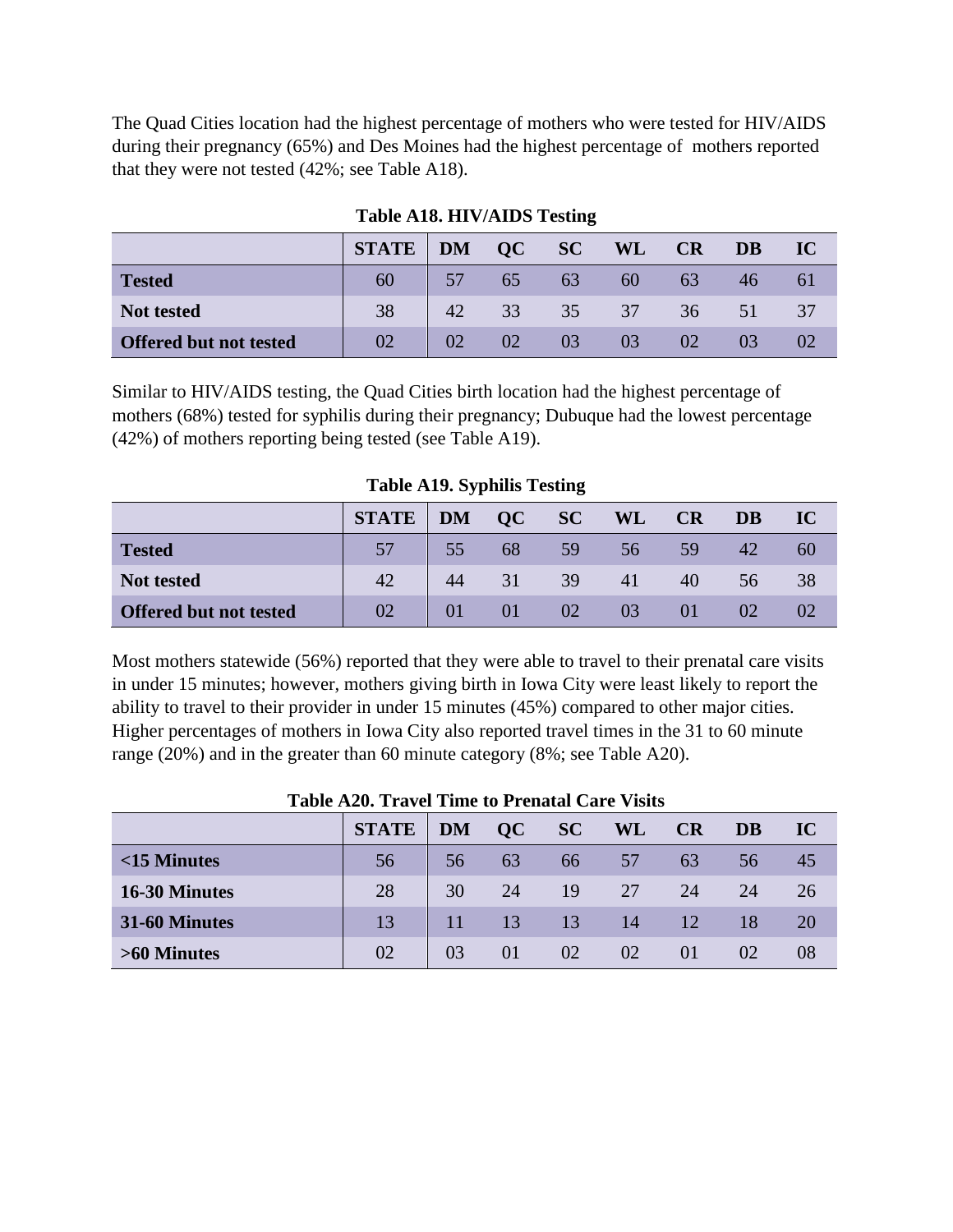The Quad Cities location had the highest percentage of mothers who were tested for HIV/AIDS during their pregnancy (65%) and Des Moines had the highest percentage of mothers reported that they were not tested (42%; see Table A18).

**Table A18. HIV/AIDS Testing**

| | STATE | DM | QC | SC | WL | CR | DB | IC |
|---|---|---|---|---|---|---|---|---|
| **Tested** | 60 | 57 | 65 | 63 | 60 | 63 | 46 | 61 |
| **Not tested** | 38 | 42 | 33 | 35 | 37 | 36 | 51 | 37 |
| **Offered but not tested** | 02 | 02 | 02 | 03 | 03 | 02 | 03 | 02 |

Similar to HIV/AIDS testing, the Quad Cities birth location had the highest percentage of mothers (68%) tested for syphilis during their pregnancy; Dubuque had the lowest percentage (42%) of mothers reporting being tested (see Table A19).

**Table A19. Syphilis Testing**

| | STATE | DM | QC | SC | WL | CR | DB | IC |
|---|---|---|---|---|---|---|---|---|
| **Tested** | 57 | 55 | 68 | 59 | 56 | 59 | 42 | 60 |
| **Not tested** | 42 | 44 | 31 | 39 | 41 | 40 | 56 | 38 |
| **Offered but not tested** | 02 | 01 | 01 | 02 | 03 | 01 | 02 | 02 |

Most mothers statewide (56%) reported that they were able to travel to their prenatal care visits in under 15 minutes; however, mothers giving birth in Iowa City were least likely to report the ability to travel to their provider in under 15 minutes (45%) compared to other major cities. Higher percentages of mothers in Iowa City also reported travel times in the 31 to 60 minute range (20%) and in the greater than 60 minute category (8%; see Table A20).

**Table A20. Travel Time to Prenatal Care Visits**

| | STATE | DM | QC | SC | WL | CR | DB | IC |
|---|---|---|---|---|---|---|---|---|
| **<15 Minutes** | 56 | 56 | 63 | 66 | 57 | 63 | 56 | 45 |
| **16-30 Minutes** | 28 | 30 | 24 | 19 | 27 | 24 | 24 | 26 |
| **31-60 Minutes** | 13 | 11 | 13 | 13 | 14 | 12 | 18 | 20 |
| **>60 Minutes** | 02 | 03 | 01 | 02 | 02 | 01 | 02 | 08 |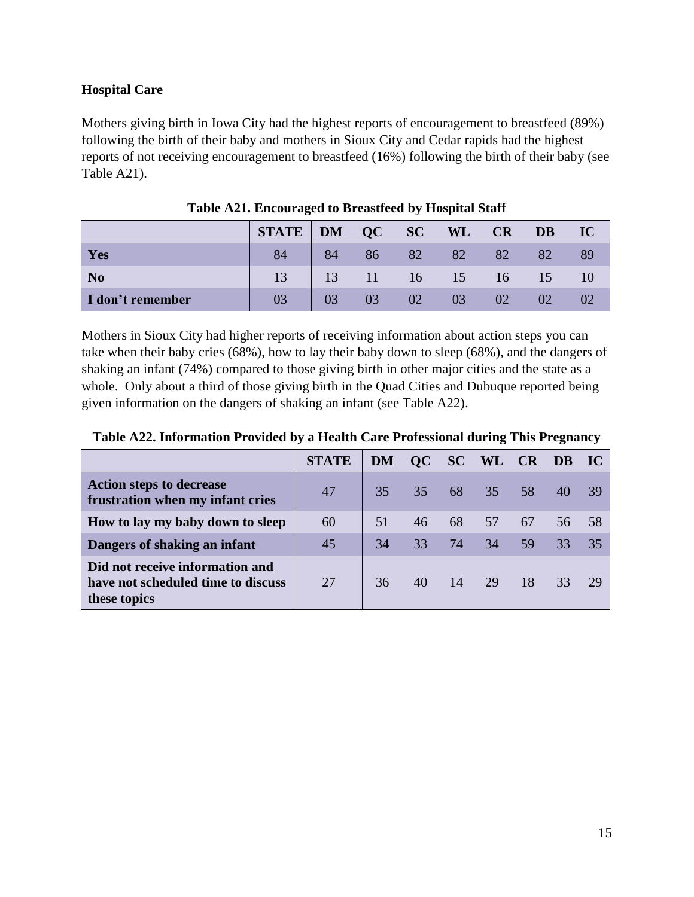## Hospital Care

Mothers giving birth in Iowa City had the highest reports of encouragement to breastfeed (89%) following the birth of their baby and mothers in Sioux City and Cedar rapids had the highest reports of not receiving encouragement to breastfeed (16%) following the birth of their baby (see Table A21).

**Table A21. Encouraged to Breastfeed by Hospital Staff**

| | STATE | DM | QC | SC | WL | CR | DB | IC |
|---|---|---|---|---|---|---|---|---|
| **Yes** | 84 | 84 | 86 | 82 | 82 | 82 | 82 | 89 |
| **No** | 13 | 13 | 11 | 16 | 15 | 16 | 15 | 10 |
| **I don't remember** | 03 | 03 | 03 | 02 | 03 | 02 | 02 | 02 |

Mothers in Sioux City had higher reports of receiving information about action steps you can take when their baby cries (68%), how to lay their baby down to sleep (68%), and the dangers of shaking an infant (74%) compared to those giving birth in other major cities and the state as a whole. Only about a third of those giving birth in the Quad Cities and Dubuque reported being given information on the dangers of shaking an infant (see Table A22).

**Table A22. Information Provided by a Health Care Professional during This Pregnancy**

| | STATE | DM | QC | SC | WL | CR | DB | IC |
|---|---|---|---|---|---|---|---|---|
| **Action steps to decrease frustration when my infant cries** | 47 | 35 | 35 | 68 | 35 | 58 | 40 | 39 |
| **How to lay my baby down to sleep** | 60 | 51 | 46 | 68 | 57 | 67 | 56 | 58 |
| **Dangers of shaking an infant** | 45 | 34 | 33 | 74 | 34 | 59 | 33 | 35 |
| **Did not receive information and have not scheduled time to discuss these topics** | 27 | 36 | 40 | 14 | 29 | 18 | 33 | 29 |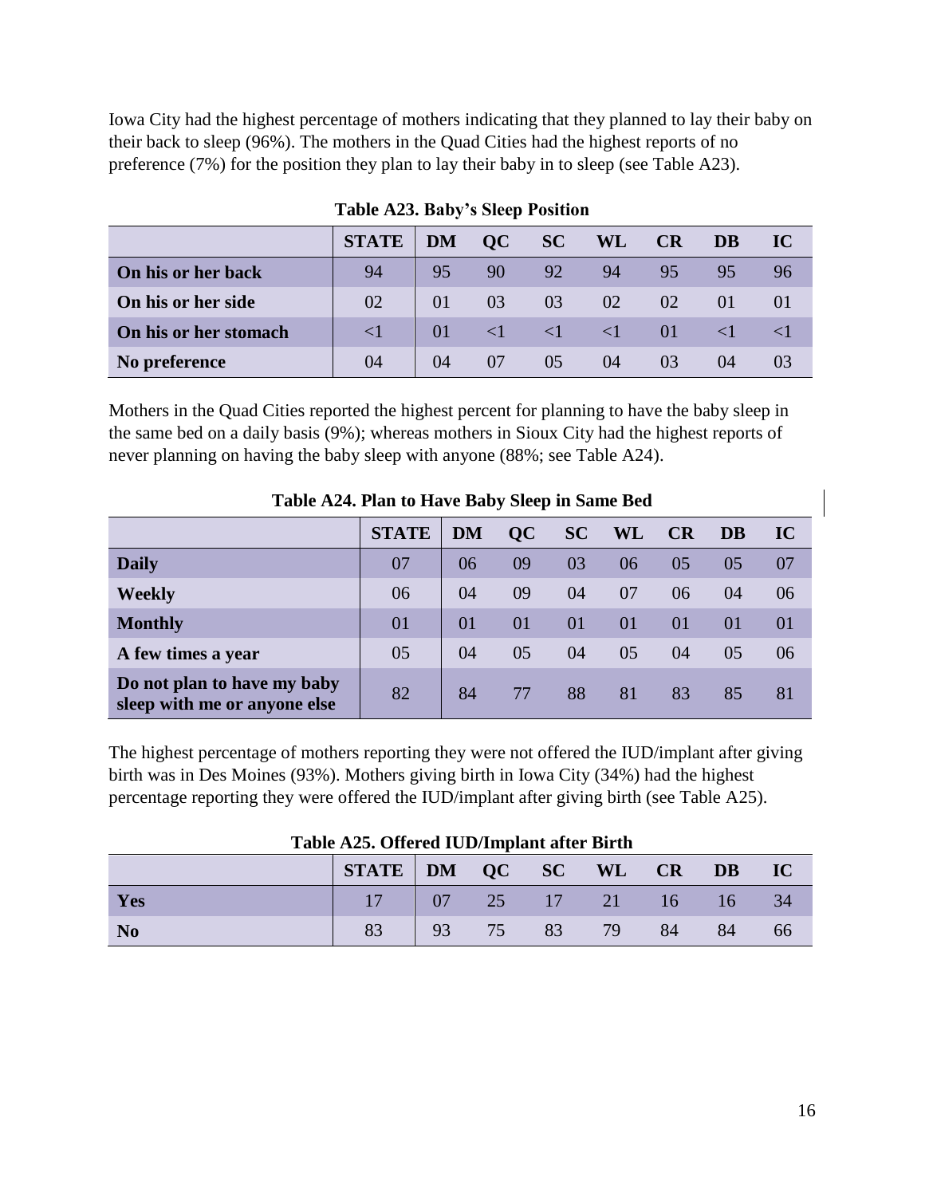Iowa City had the highest percentage of mothers indicating that they planned to lay their baby on their back to sleep (96%). The mothers in the Quad Cities had the highest reports of no preference (7%) for the position they plan to lay their baby in to sleep (see Table A23).

**Table A23. Baby's Sleep Position**

| | STATE | DM | QC | SC | WL | CR | DB | IC |
|---|---|---|---|---|---|---|---|---|
| **On his or her back** | 94 | 95 | 90 | 92 | 94 | 95 | 95 | 96 |
| **On his or her side** | 02 | 01 | 03 | 03 | 02 | 02 | 01 | 01 |
| **On his or her stomach** | <1 | 01 | <1 | <1 | <1 | 01 | <1 | <1 |
| **No preference** | 04 | 04 | 07 | 05 | 04 | 03 | 04 | 03 |

Mothers in the Quad Cities reported the highest percent for planning to have the baby sleep in the same bed on a daily basis (9%); whereas mothers in Sioux City had the highest reports of never planning on having the baby sleep with anyone (88%; see Table A24).

**Table A24. Plan to Have Baby Sleep in Same Bed**

| | STATE | DM | QC | SC | WL | CR | DB | IC |
|---|---|---|---|---|---|---|---|---|
| **Daily** | 07 | 06 | 09 | 03 | 06 | 05 | 05 | 07 |
| **Weekly** | 06 | 04 | 09 | 04 | 07 | 06 | 04 | 06 |
| **Monthly** | 01 | 01 | 01 | 01 | 01 | 01 | 01 | 01 |
| **A few times a year** | 05 | 04 | 05 | 04 | 05 | 04 | 05 | 06 |
| **Do not plan to have my baby sleep with me or anyone else** | 82 | 84 | 77 | 88 | 81 | 83 | 85 | 81 |

The highest percentage of mothers reporting they were not offered the IUD/implant after giving birth was in Des Moines (93%). Mothers giving birth in Iowa City (34%) had the highest percentage reporting they were offered the IUD/implant after giving birth (see Table A25).

**Table A25. Offered IUD/Implant after Birth**

| | STATE | DM | QC | SC | WL | CR | DB | IC |
|---|---|---|---|---|---|---|---|---|
| **Yes** | 17 | 07 | 25 | 17 | 21 | 16 | 16 | 34 |
| **No** | 83 | 93 | 75 | 83 | 79 | 84 | 84 | 66 |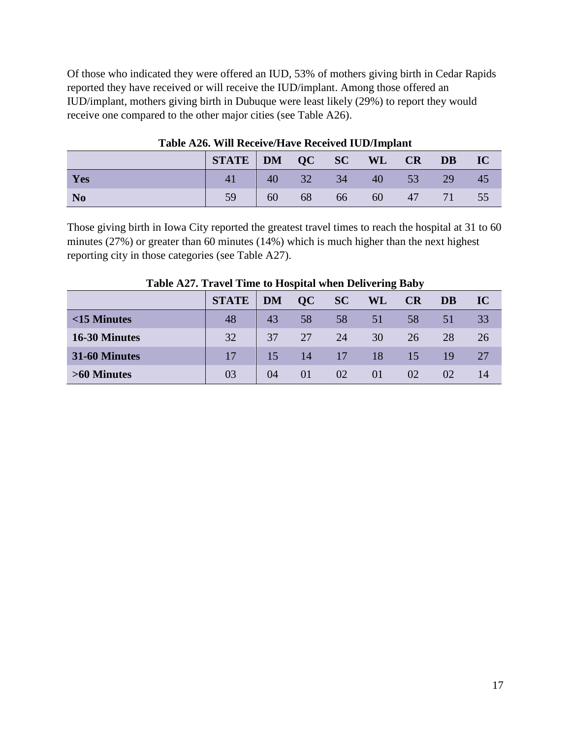Of those who indicated they were offered an IUD, 53% of mothers giving birth in Cedar Rapids reported they have received or will receive the IUD/implant. Among those offered an IUD/implant, mothers giving birth in Dubuque were least likely (29%) to report they would receive one compared to the other major cities (see Table A26).

**Table A26. Will Receive/Have Received IUD/Implant**

| | STATE | DM | QC | SC | WL | CR | DB | IC |
|---|---|---|---|---|---|---|---|---|
| **Yes** | 41 | 40 | 32 | 34 | 40 | 53 | 29 | 45 |
| **No** | 59 | 60 | 68 | 66 | 60 | 47 | 71 | 55 |

Those giving birth in Iowa City reported the greatest travel times to reach the hospital at 31 to 60 minutes (27%) or greater than 60 minutes (14%) which is much higher than the next highest reporting city in those categories (see Table A27).

**Table A27. Travel Time to Hospital when Delivering Baby**

| | STATE | DM | QC | SC | WL | CR | DB | IC |
|---|---|---|---|---|---|---|---|---|
| **<15 Minutes** | 48 | 43 | 58 | 58 | 51 | 58 | 51 | 33 |
| **16-30 Minutes** | 32 | 37 | 27 | 24 | 30 | 26 | 28 | 26 |
| **31-60 Minutes** | 17 | 15 | 14 | 17 | 18 | 15 | 19 | 27 |
| **>60 Minutes** | 03 | 04 | 01 | 02 | 01 | 02 | 02 | 14 |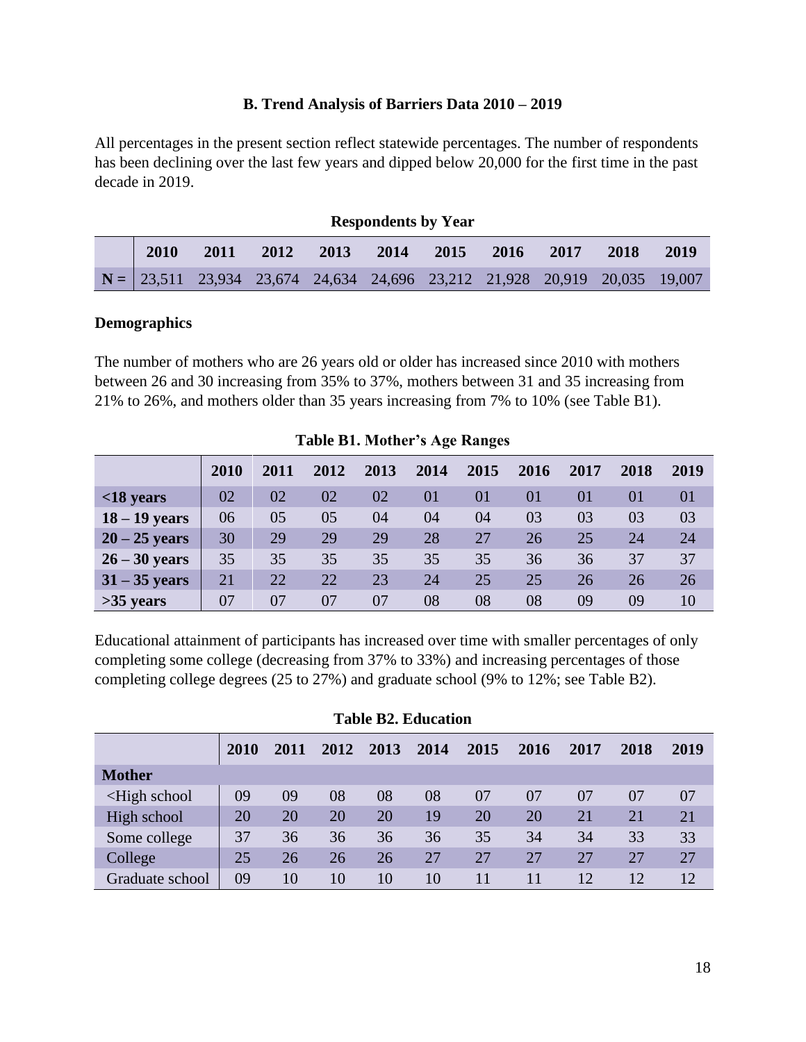### B. Trend Analysis of Barriers Data 2010 – 2019

All percentages in the present section reflect statewide percentages. The number of respondents has been declining over the last few years and dipped below 20,000 for the first time in the past decade in 2019.

**Respondents by Year**

| | 2010 | 2011 | 2012 | 2013 | 2014 | 2015 | 2016 | 2017 | 2018 | 2019 |
|---|---|---|---|---|---|---|---|---|---|---|
| **N =** | 23,511 | 23,934 | 23,674 | 24,634 | 24,696 | 23,212 | 21,928 | 20,919 | 20,035 | 19,007 |

**Demographics**

The number of mothers who are 26 years old or older has increased since 2010 with mothers between 26 and 30 increasing from 35% to 37%, mothers between 31 and 35 increasing from 21% to 26%, and mothers older than 35 years increasing from 7% to 10% (see Table B1).

**Table B1. Mother's Age Ranges**

| | 2010 | 2011 | 2012 | 2013 | 2014 | 2015 | 2016 | 2017 | 2018 | 2019 |
|---|---|---|---|---|---|---|---|---|---|---|
| **<18 years** | 02 | 02 | 02 | 02 | 01 | 01 | 01 | 01 | 01 | 01 |
| **18 – 19 years** | 06 | 05 | 05 | 04 | 04 | 04 | 03 | 03 | 03 | 03 |
| **20 – 25 years** | 30 | 29 | 29 | 29 | 28 | 27 | 26 | 25 | 24 | 24 |
| **26 – 30 years** | 35 | 35 | 35 | 35 | 35 | 35 | 36 | 36 | 37 | 37 |
| **31 – 35 years** | 21 | 22 | 22 | 23 | 24 | 25 | 25 | 26 | 26 | 26 |
| **>35 years** | 07 | 07 | 07 | 07 | 08 | 08 | 08 | 09 | 09 | 10 |

Educational attainment of participants has increased over time with smaller percentages of only completing some college (decreasing from 37% to 33%) and increasing percentages of those completing college degrees (25 to 27%) and graduate school (9% to 12%; see Table B2).

**Table B2. Education**

| | 2010 | 2011 | 2012 | 2013 | 2014 | 2015 | 2016 | 2017 | 2018 | 2019 |
|---|---|---|---|---|---|---|---|---|---|---|
| **Mother** | | | | | | | | | | |
| <High school | 09 | 09 | 08 | 08 | 08 | 07 | 07 | 07 | 07 | 07 |
| High school | 20 | 20 | 20 | 20 | 19 | 20 | 20 | 21 | 21 | 21 |
| Some college | 37 | 36 | 36 | 36 | 36 | 35 | 34 | 34 | 33 | 33 |
| College | 25 | 26 | 26 | 26 | 27 | 27 | 27 | 27 | 27 | 27 |
| Graduate school | 09 | 10 | 10 | 10 | 10 | 11 | 11 | 12 | 12 | 12 |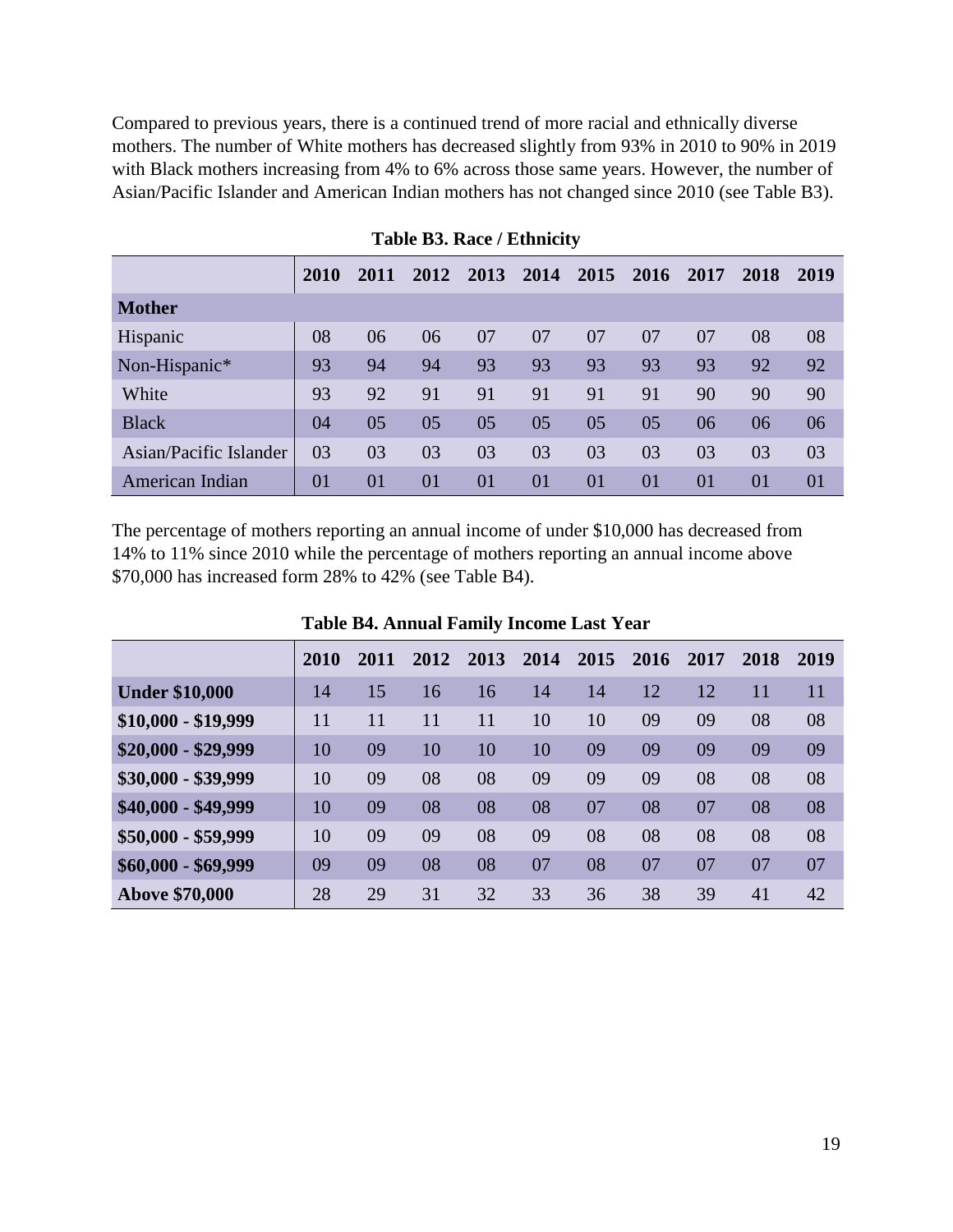Compared to previous years, there is a continued trend of more racial and ethnically diverse mothers. The number of White mothers has decreased slightly from 93% in 2010 to 90% in 2019 with Black mothers increasing from 4% to 6% across those same years. However, the number of Asian/Pacific Islander and American Indian mothers has not changed since 2010 (see Table B3).

**Table B3. Race / Ethnicity**

| | 2010 | 2011 | 2012 | 2013 | 2014 | 2015 | 2016 | 2017 | 2018 | 2019 |
|---|---|---|---|---|---|---|---|---|---|---|
| **Mother** | | | | | | | | | | |
| Hispanic | 08 | 06 | 06 | 07 | 07 | 07 | 07 | 07 | 08 | 08 |
| Non-Hispanic* | 93 | 94 | 94 | 93 | 93 | 93 | 93 | 93 | 92 | 92 |
| White | 93 | 92 | 91 | 91 | 91 | 91 | 91 | 90 | 90 | 90 |
| Black | 04 | 05 | 05 | 05 | 05 | 05 | 05 | 06 | 06 | 06 |
| Asian/Pacific Islander | 03 | 03 | 03 | 03 | 03 | 03 | 03 | 03 | 03 | 03 |
| American Indian | 01 | 01 | 01 | 01 | 01 | 01 | 01 | 01 | 01 | 01 |

The percentage of mothers reporting an annual income of under $10,000 has decreased from 14% to 11% since 2010 while the percentage of mothers reporting an annual income above $70,000 has increased form 28% to 42% (see Table B4).

**Table B4. Annual Family Income Last Year**

| | 2010 | 2011 | 2012 | 2013 | 2014 | 2015 | 2016 | 2017 | 2018 | 2019 |
|---|---|---|---|---|---|---|---|---|---|---|
| **Under $10,000** | 14 | 15 | 16 | 16 | 14 | 14 | 12 | 12 | 11 | 11 |
| **$10,000 - $19,999** | 11 | 11 | 11 | 11 | 10 | 10 | 09 | 09 | 08 | 08 |
| **$20,000 - $29,999** | 10 | 09 | 10 | 10 | 10 | 09 | 09 | 09 | 09 | 09 |
| **$30,000 - $39,999** | 10 | 09 | 08 | 08 | 09 | 09 | 09 | 08 | 08 | 08 |
| **$40,000 - $49,999** | 10 | 09 | 08 | 08 | 08 | 07 | 08 | 07 | 08 | 08 |
| **$50,000 - $59,999** | 10 | 09 | 09 | 08 | 09 | 08 | 08 | 08 | 08 | 08 |
| **$60,000 - $69,999** | 09 | 09 | 08 | 08 | 07 | 08 | 07 | 07 | 07 | 07 |
| **Above $70,000** | 28 | 29 | 31 | 32 | 33 | 36 | 38 | 39 | 41 | 42 |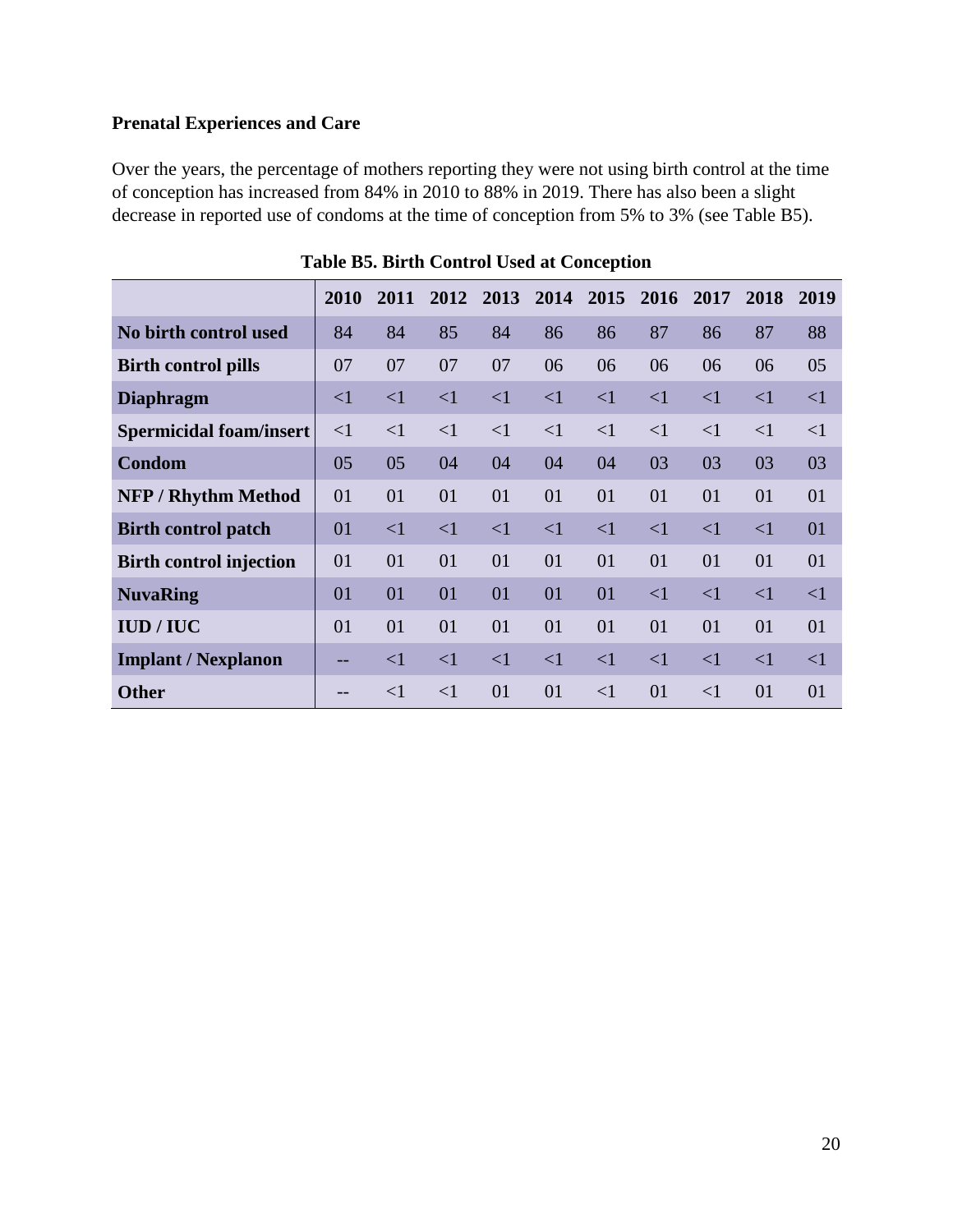**Prenatal Experiences and Care**

Over the years, the percentage of mothers reporting they were not using birth control at the time of conception has increased from 84% in 2010 to 88% in 2019. There has also been a slight decrease in reported use of condoms at the time of conception from 5% to 3% (see Table B5).

**Table B5. Birth Control Used at Conception**

| | 2010 | 2011 | 2012 | 2013 | 2014 | 2015 | 2016 | 2017 | 2018 | 2019 |
|---|---|---|---|---|---|---|---|---|---|---|
| **No birth control used** | 84 | 84 | 85 | 84 | 86 | 86 | 87 | 86 | 87 | 88 |
| **Birth control pills** | 07 | 07 | 07 | 07 | 06 | 06 | 06 | 06 | 06 | 05 |
| **Diaphragm** | <1 | <1 | <1 | <1 | <1 | <1 | <1 | <1 | <1 | <1 |
| **Spermicidal foam/insert** | <1 | <1 | <1 | <1 | <1 | <1 | <1 | <1 | <1 | <1 |
| **Condom** | 05 | 05 | 04 | 04 | 04 | 04 | 03 | 03 | 03 | 03 |
| **NFP / Rhythm Method** | 01 | 01 | 01 | 01 | 01 | 01 | 01 | 01 | 01 | 01 |
| **Birth control patch** | 01 | <1 | <1 | <1 | <1 | <1 | <1 | <1 | <1 | 01 |
| **Birth control injection** | 01 | 01 | 01 | 01 | 01 | 01 | 01 | 01 | 01 | 01 |
| **NuvaRing** | 01 | 01 | 01 | 01 | 01 | 01 | <1 | <1 | <1 | <1 |
| **IUD / IUC** | 01 | 01 | 01 | 01 | 01 | 01 | 01 | 01 | 01 | 01 |
| **Implant / Nexplanon** | -- | <1 | <1 | <1 | <1 | <1 | <1 | <1 | <1 | <1 |
| **Other** | -- | <1 | <1 | 01 | 01 | <1 | 01 | <1 | 01 | 01 |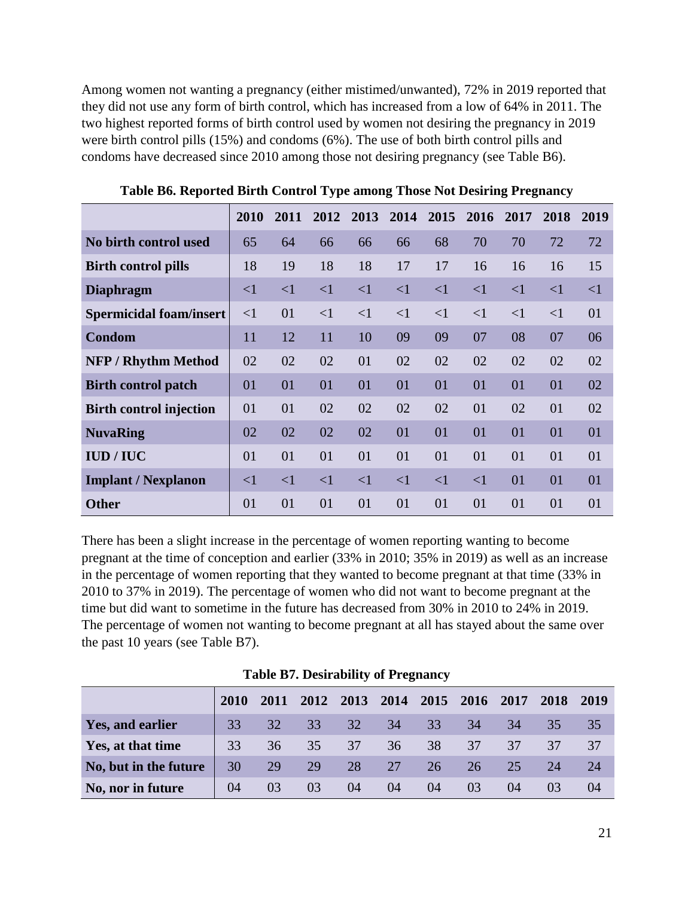Among women not wanting a pregnancy (either mistimed/unwanted), 72% in 2019 reported that they did not use any form of birth control, which has increased from a low of 64% in 2011. The two highest reported forms of birth control used by women not desiring the pregnancy in 2019 were birth control pills (15%) and condoms (6%). The use of both birth control pills and condoms have decreased since 2010 among those not desiring pregnancy (see Table B6).

**Table B6. Reported Birth Control Type among Those Not Desiring Pregnancy**

| | 2010 | 2011 | 2012 | 2013 | 2014 | 2015 | 2016 | 2017 | 2018 | 2019 |
|---|---|---|---|---|---|---|---|---|---|---|
| **No birth control used** | 65 | 64 | 66 | 66 | 66 | 68 | 70 | 70 | 72 | 72 |
| **Birth control pills** | 18 | 19 | 18 | 18 | 17 | 17 | 16 | 16 | 16 | 15 |
| **Diaphragm** | <1 | <1 | <1 | <1 | <1 | <1 | <1 | <1 | <1 | <1 |
| **Spermicidal foam/insert** | <1 | 01 | <1 | <1 | <1 | <1 | <1 | <1 | <1 | 01 |
| **Condom** | 11 | 12 | 11 | 10 | 09 | 09 | 07 | 08 | 07 | 06 |
| **NFP / Rhythm Method** | 02 | 02 | 02 | 01 | 02 | 02 | 02 | 02 | 02 | 02 |
| **Birth control patch** | 01 | 01 | 01 | 01 | 01 | 01 | 01 | 01 | 01 | 02 |
| **Birth control injection** | 01 | 01 | 02 | 02 | 02 | 02 | 01 | 02 | 01 | 02 |
| **NuvaRing** | 02 | 02 | 02 | 02 | 01 | 01 | 01 | 01 | 01 | 01 |
| **IUD / IUC** | 01 | 01 | 01 | 01 | 01 | 01 | 01 | 01 | 01 | 01 |
| **Implant / Nexplanon** | <1 | <1 | <1 | <1 | <1 | <1 | <1 | 01 | 01 | 01 |
| **Other** | 01 | 01 | 01 | 01 | 01 | 01 | 01 | 01 | 01 | 01 |

There has been a slight increase in the percentage of women reporting wanting to become pregnant at the time of conception and earlier (33% in 2010; 35% in 2019) as well as an increase in the percentage of women reporting that they wanted to become pregnant at that time (33% in 2010 to 37% in 2019). The percentage of women who did not want to become pregnant at the time but did want to sometime in the future has decreased from 30% in 2010 to 24% in 2019. The percentage of women not wanting to become pregnant at all has stayed about the same over the past 10 years (see Table B7).

**Table B7. Desirability of Pregnancy**

| | 2010 | 2011 | 2012 | 2013 | 2014 | 2015 | 2016 | 2017 | 2018 | 2019 |
|---|---|---|---|---|---|---|---|---|---|---|
| **Yes, and earlier** | 33 | 32 | 33 | 32 | 34 | 33 | 34 | 34 | 35 | 35 |
| **Yes, at that time** | 33 | 36 | 35 | 37 | 36 | 38 | 37 | 37 | 37 | 37 |
| **No, but in the future** | 30 | 29 | 29 | 28 | 27 | 26 | 26 | 25 | 24 | 24 |
| **No, nor in future** | 04 | 03 | 03 | 04 | 04 | 04 | 03 | 04 | 03 | 04 |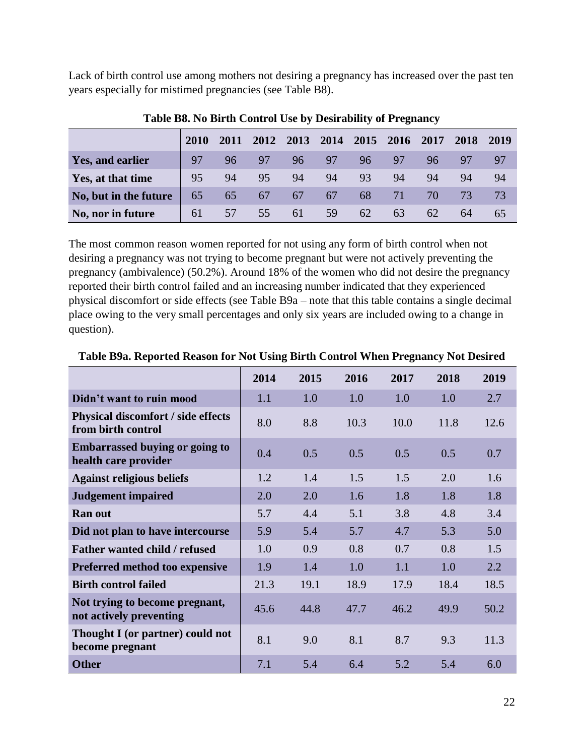Lack of birth control use among mothers not desiring a pregnancy has increased over the past ten years especially for mistimed pregnancies (see Table B8).

**Table B8. No Birth Control Use by Desirability of Pregnancy**

| | 2010 | 2011 | 2012 | 2013 | 2014 | 2015 | 2016 | 2017 | 2018 | 2019 |
|---|---|---|---|---|---|---|---|---|---|---|
| **Yes, and earlier** | 97 | 96 | 97 | 96 | 97 | 96 | 97 | 96 | 97 | 97 |
| **Yes, at that time** | 95 | 94 | 95 | 94 | 94 | 93 | 94 | 94 | 94 | 94 |
| **No, but in the future** | 65 | 65 | 67 | 67 | 67 | 68 | 71 | 70 | 73 | 73 |
| **No, nor in future** | 61 | 57 | 55 | 61 | 59 | 62 | 63 | 62 | 64 | 65 |

The most common reason women reported for not using any form of birth control when not desiring a pregnancy was not trying to become pregnant but were not actively preventing the pregnancy (ambivalence) (50.2%). Around 18% of the women who did not desire the pregnancy reported their birth control failed and an increasing number indicated that they experienced physical discomfort or side effects (see Table B9a – note that this table contains a single decimal place owing to the very small percentages and only six years are included owing to a change in question).

**Table B9a. Reported Reason for Not Using Birth Control When Pregnancy Not Desired**

| | 2014 | 2015 | 2016 | 2017 | 2018 | 2019 |
|---|---|---|---|---|---|---|
| **Didn't want to ruin mood** | 1.1 | 1.0 | 1.0 | 1.0 | 1.0 | 2.7 |
| **Physical discomfort / side effects from birth control** | 8.0 | 8.8 | 10.3 | 10.0 | 11.8 | 12.6 |
| **Embarrassed buying or going to health care provider** | 0.4 | 0.5 | 0.5 | 0.5 | 0.5 | 0.7 |
| **Against religious beliefs** | 1.2 | 1.4 | 1.5 | 1.5 | 2.0 | 1.6 |
| **Judgement impaired** | 2.0 | 2.0 | 1.6 | 1.8 | 1.8 | 1.8 |
| **Ran out** | 5.7 | 4.4 | 5.1 | 3.8 | 4.8 | 3.4 |
| **Did not plan to have intercourse** | 5.9 | 5.4 | 5.7 | 4.7 | 5.3 | 5.0 |
| **Father wanted child / refused** | 1.0 | 0.9 | 0.8 | 0.7 | 0.8 | 1.5 |
| **Preferred method too expensive** | 1.9 | 1.4 | 1.0 | 1.1 | 1.0 | 2.2 |
| **Birth control failed** | 21.3 | 19.1 | 18.9 | 17.9 | 18.4 | 18.5 |
| **Not trying to become pregnant, not actively preventing** | 45.6 | 44.8 | 47.7 | 46.2 | 49.9 | 50.2 |
| **Thought I (or partner) could not become pregnant** | 8.1 | 9.0 | 8.1 | 8.7 | 9.3 | 11.3 |
| **Other** | 7.1 | 5.4 | 6.4 | 5.2 | 5.4 | 6.0 |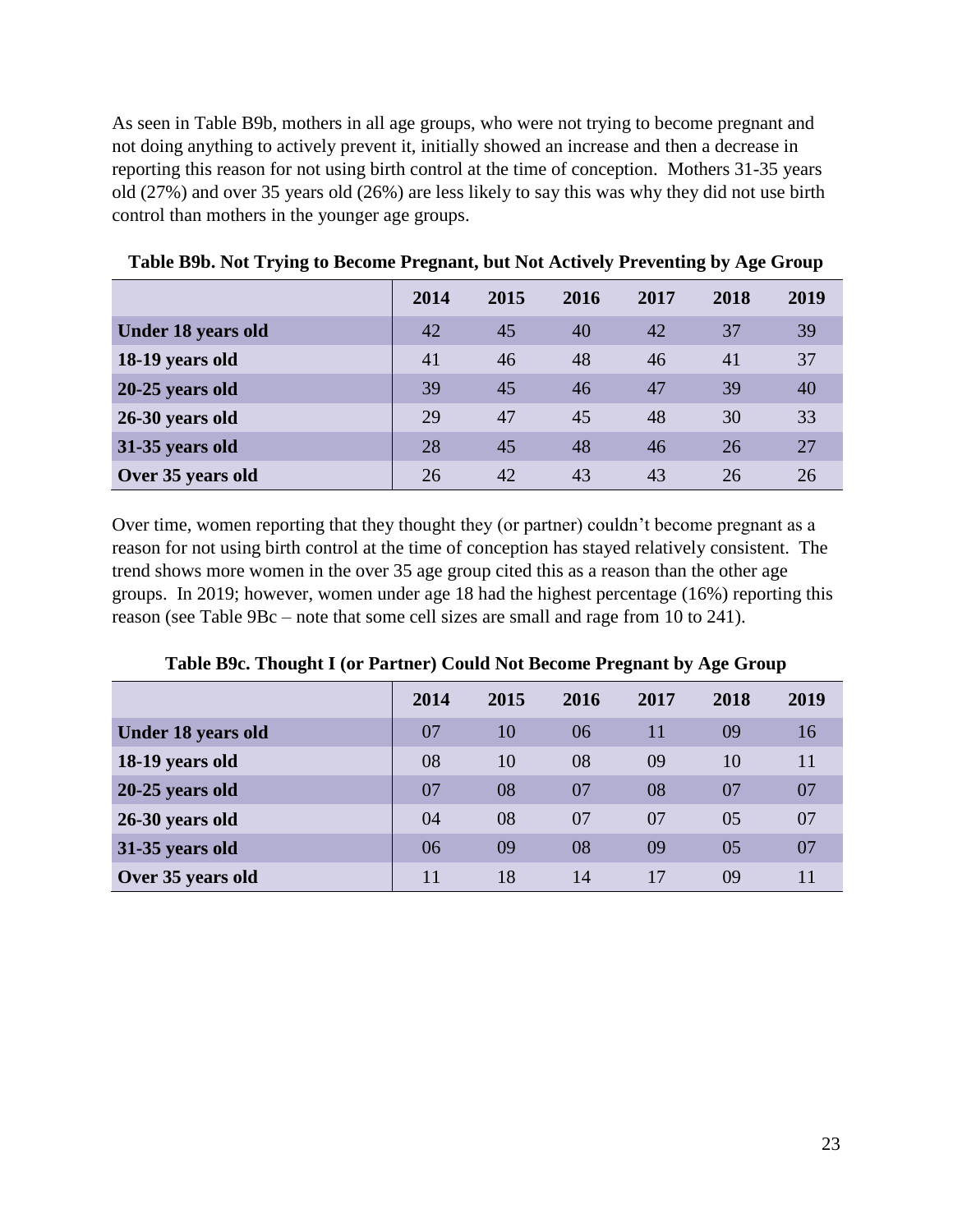As seen in Table B9b, mothers in all age groups, who were not trying to become pregnant and not doing anything to actively prevent it, initially showed an increase and then a decrease in reporting this reason for not using birth control at the time of conception. Mothers 31-35 years old (27%) and over 35 years old (26%) are less likely to say this was why they did not use birth control than mothers in the younger age groups.

**Table B9b. Not Trying to Become Pregnant, but Not Actively Preventing by Age Group**

| | 2014 | 2015 | 2016 | 2017 | 2018 | 2019 |
|---|---|---|---|---|---|---|
| **Under 18 years old** | 42 | 45 | 40 | 42 | 37 | 39 |
| **18-19 years old** | 41 | 46 | 48 | 46 | 41 | 37 |
| **20-25 years old** | 39 | 45 | 46 | 47 | 39 | 40 |
| **26-30 years old** | 29 | 47 | 45 | 48 | 30 | 33 |
| **31-35 years old** | 28 | 45 | 48 | 46 | 26 | 27 |
| **Over 35 years old** | 26 | 42 | 43 | 43 | 26 | 26 |

Over time, women reporting that they thought they (or partner) couldn't become pregnant as a reason for not using birth control at the time of conception has stayed relatively consistent. The trend shows more women in the over 35 age group cited this as a reason than the other age groups. In 2019; however, women under age 18 had the highest percentage (16%) reporting this reason (see Table 9Bc – note that some cell sizes are small and rage from 10 to 241).

**Table B9c. Thought I (or Partner) Could Not Become Pregnant by Age Group**

| | 2014 | 2015 | 2016 | 2017 | 2018 | 2019 |
|---|---|---|---|---|---|---|
| **Under 18 years old** | 07 | 10 | 06 | 11 | 09 | 16 |
| **18-19 years old** | 08 | 10 | 08 | 09 | 10 | 11 |
| **20-25 years old** | 07 | 08 | 07 | 08 | 07 | 07 |
| **26-30 years old** | 04 | 08 | 07 | 07 | 05 | 07 |
| **31-35 years old** | 06 | 09 | 08 | 09 | 05 | 07 |
| **Over 35 years old** | 11 | 18 | 14 | 17 | 09 | 11 |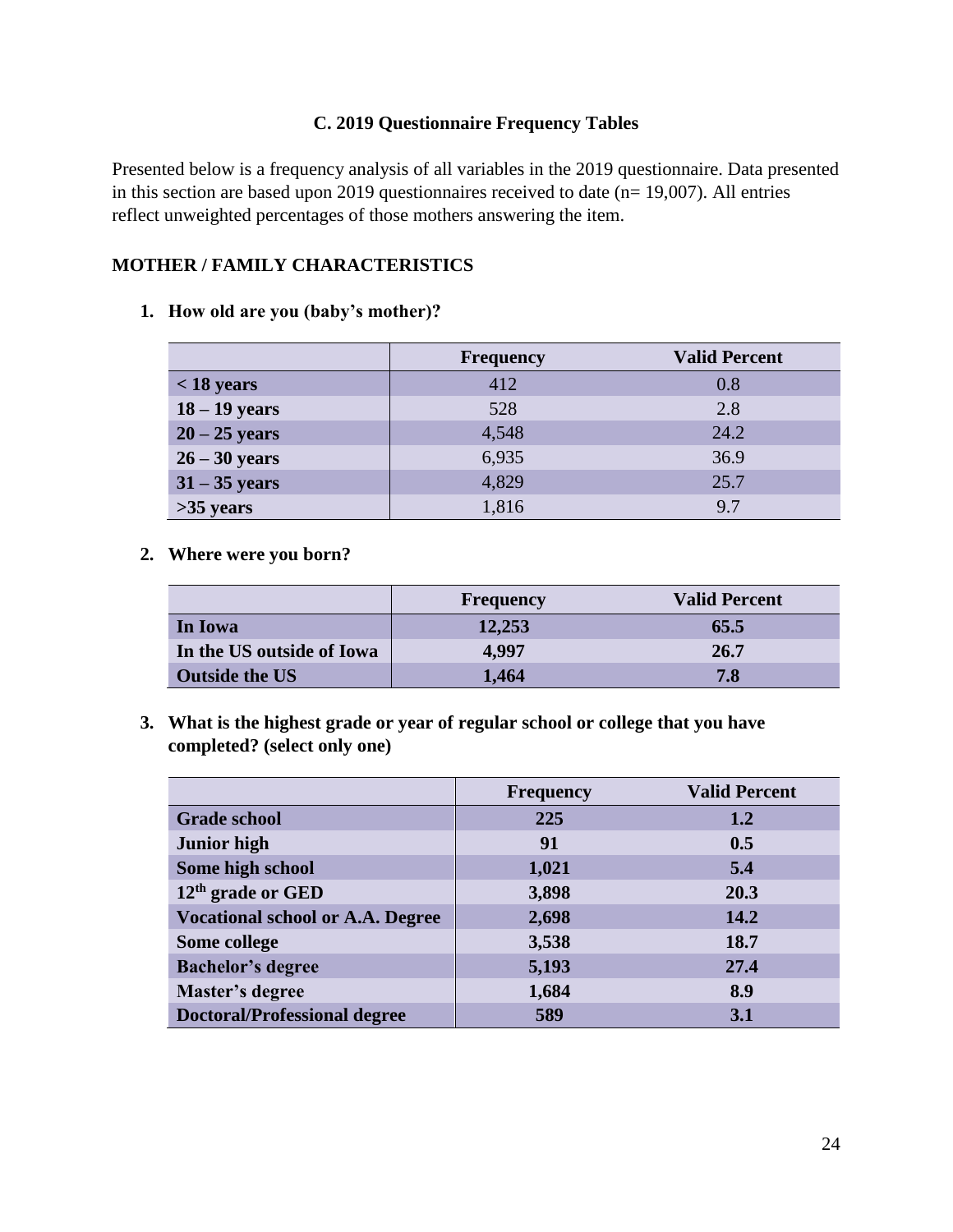### C. 2019 Questionnaire Frequency Tables

Presented below is a frequency analysis of all variables in the 2019 questionnaire. Data presented in this section are based upon 2019 questionnaires received to date (n= 19,007). All entries reflect unweighted percentages of those mothers answering the item.

## MOTHER / FAMILY CHARACTERISTICS

1. **How old are you (baby's mother)?**

| | Frequency | Valid Percent |
|---|---|---|
| **< 18 years** | 412 | 0.8 |
| **18 – 19 years** | 528 | 2.8 |
| **20 – 25 years** | 4,548 | 24.2 |
| **26 – 30 years** | 6,935 | 36.9 |
| **31 – 35 years** | 4,829 | 25.7 |
| **>35 years** | 1,816 | 9.7 |

2. **Where were you born?**

| | Frequency | Valid Percent |
|---|---|---|
| **In Iowa** | **12,253** | **65.5** |
| **In the US outside of Iowa** | **4,997** | **26.7** |
| **Outside the US** | **1,464** | **7.8** |

3. **What is the highest grade or year of regular school or college that you have completed? (select only one)**

| | Frequency | Valid Percent |
|---|---|---|
| **Grade school** | **225** | **1.2** |
| **Junior high** | **91** | **0.5** |
| **Some high school** | **1,021** | **5.4** |
| **12th grade or GED** | **3,898** | **20.3** |
| **Vocational school or A.A. Degree** | **2,698** | **14.2** |
| **Some college** | **3,538** | **18.7** |
| **Bachelor's degree** | **5,193** | **27.4** |
| **Master's degree** | **1,684** | **8.9** |
| **Doctoral/Professional degree** | **589** | **3.1** |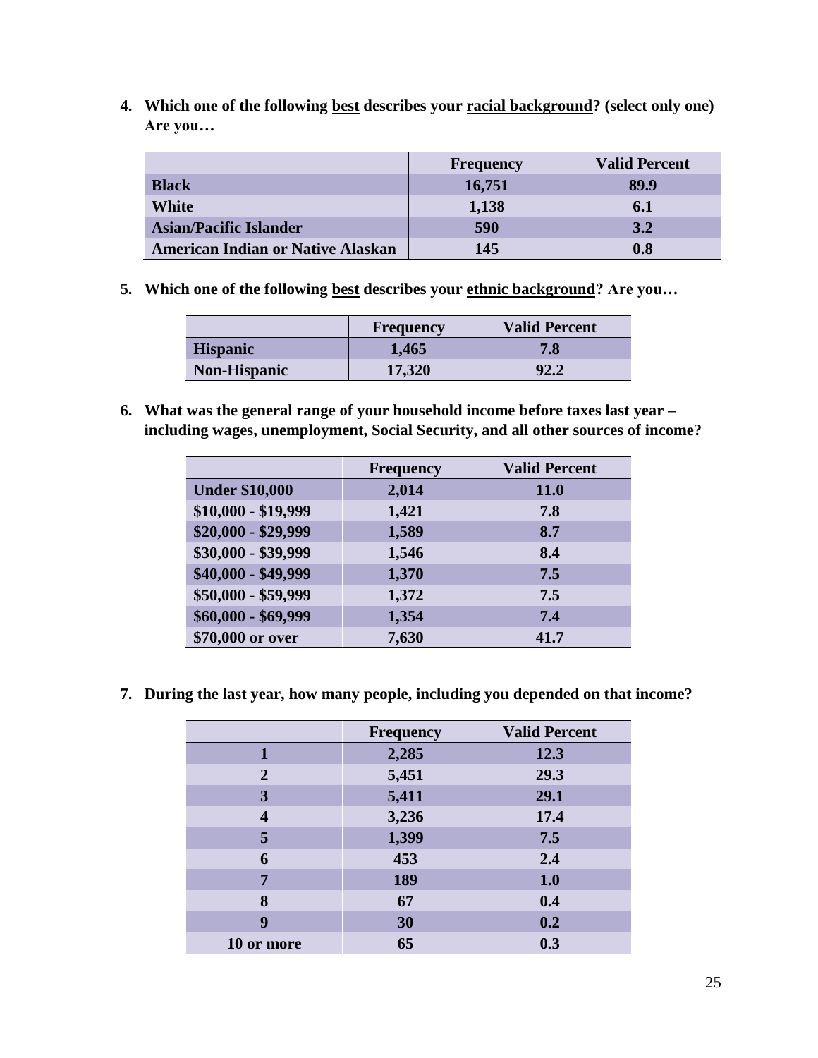4. **Which one of the following <u>best</u> describes your <u>racial background</u>? (select only one) Are you…**

| | Frequency | Valid Percent |
|---|---|---|
| **Black** | **16,751** | **89.9** |
| **White** | **1,138** | **6.1** |
| **Asian/Pacific Islander** | **590** | **3.2** |
| **American Indian or Native Alaskan** | **145** | **0.8** |

5. **Which one of the following <u>best</u> describes your <u>ethnic background</u>? Are you…**

| | Frequency | Valid Percent |
|---|---|---|
| **Hispanic** | **1,465** | **7.8** |
| **Non-Hispanic** | **17,320** | **92.2** |

6. **What was the general range of your household income before taxes last year – including wages, unemployment, Social Security, and all other sources of income?**

| | Frequency | Valid Percent |
|---|---|---|
| **Under $10,000** | **2,014** | **11.0** |
| **$10,000 - $19,999** | **1,421** | **7.8** |
| **$20,000 - $29,999** | **1,589** | **8.7** |
| **$30,000 - $39,999** | **1,546** | **8.4** |
| **$40,000 - $49,999** | **1,370** | **7.5** |
| **$50,000 - $59,999** | **1,372** | **7.5** |
| **$60,000 - $69,999** | **1,354** | **7.4** |
| **$70,000 or over** | **7,630** | **41.7** |

7. **During the last year, how many people, including you depended on that income?**

| | Frequency | Valid Percent |
|---|---|---|
| **1** | **2,285** | **12.3** |
| **2** | **5,451** | **29.3** |
| **3** | **5,411** | **29.1** |
| **4** | **3,236** | **17.4** |
| **5** | **1,399** | **7.5** |
| **6** | **453** | **2.4** |
| **7** | **189** | **1.0** |
| **8** | **67** | **0.4** |
| **9** | **30** | **0.2** |
| **10 or more** | **65** | **0.3** |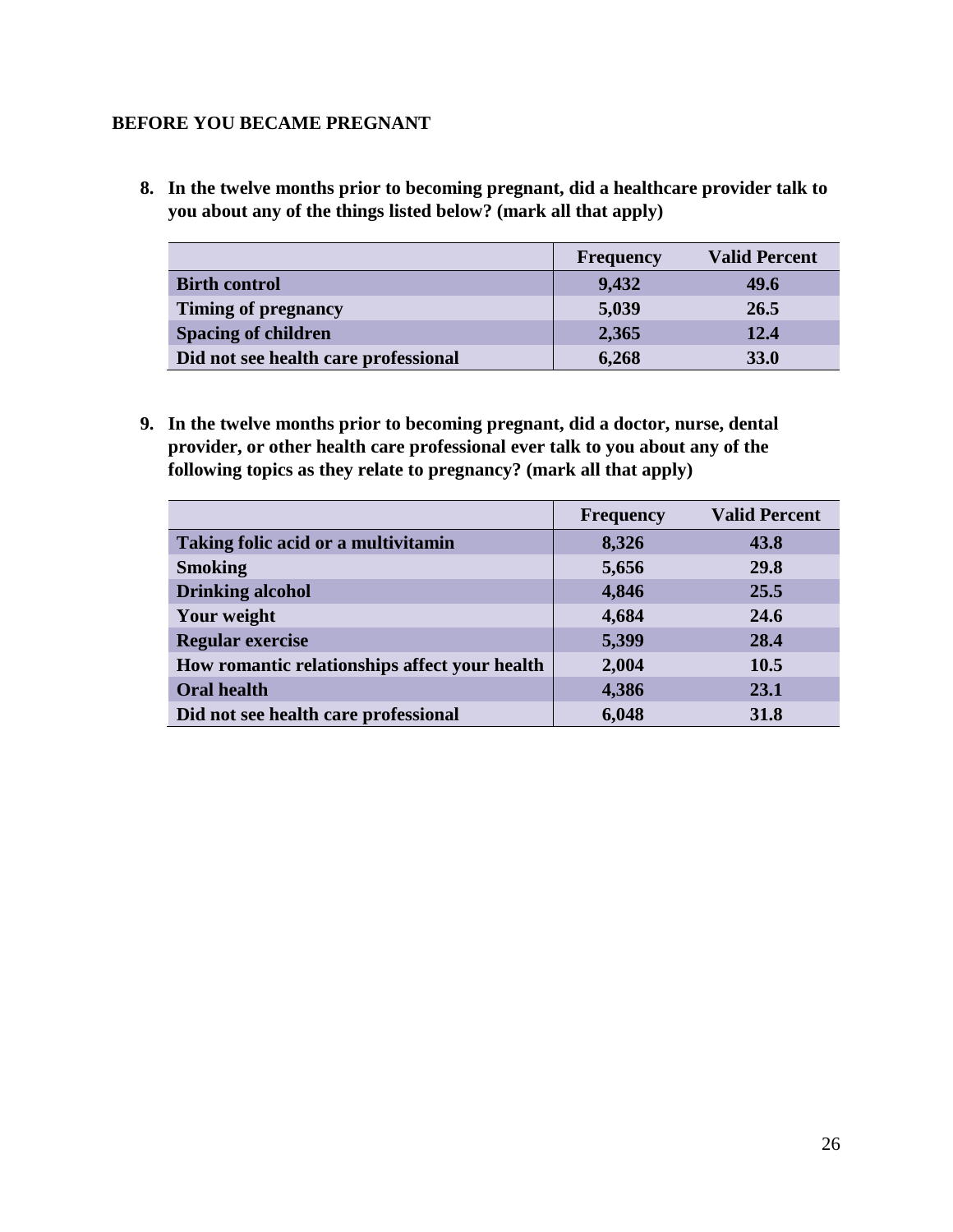## BEFORE YOU BECAME PREGNANT

**8. In the twelve months prior to becoming pregnant, did a healthcare provider talk to you about any of the things listed below? (mark all that apply)**

| | Frequency | Valid Percent |
|---|---|---|
| **Birth control** | **9,432** | **49.6** |
| **Timing of pregnancy** | **5,039** | **26.5** |
| **Spacing of children** | **2,365** | **12.4** |
| **Did not see health care professional** | **6,268** | **33.0** |

**9. In the twelve months prior to becoming pregnant, did a doctor, nurse, dental provider, or other health care professional ever talk to you about any of the following topics as they relate to pregnancy? (mark all that apply)**

| | Frequency | Valid Percent |
|---|---|---|
| **Taking folic acid or a multivitamin** | **8,326** | **43.8** |
| **Smoking** | **5,656** | **29.8** |
| **Drinking alcohol** | **4,846** | **25.5** |
| **Your weight** | **4,684** | **24.6** |
| **Regular exercise** | **5,399** | **28.4** |
| **How romantic relationships affect your health** | **2,004** | **10.5** |
| **Oral health** | **4,386** | **23.1** |
| **Did not see health care professional** | **6,048** | **31.8** |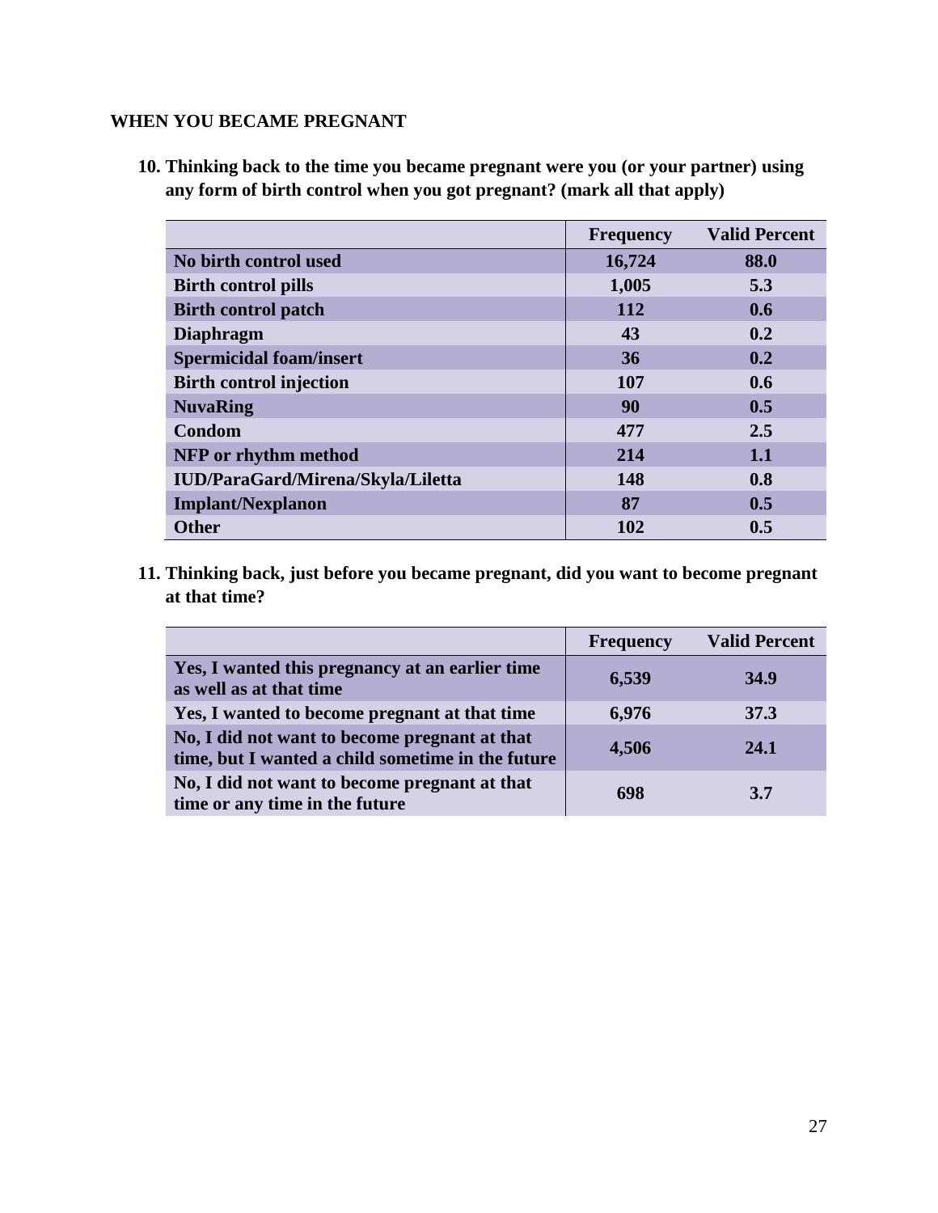## WHEN YOU BECAME PREGNANT

**10. Thinking back to the time you became pregnant were you (or your partner) using any form of birth control when you got pregnant? (mark all that apply)**

| | Frequency | Valid Percent |
|---|---|---|
| No birth control used | 16,724 | 88.0 |
| Birth control pills | 1,005 | 5.3 |
| Birth control patch | 112 | 0.6 |
| Diaphragm | 43 | 0.2 |
| Spermicidal foam/insert | 36 | 0.2 |
| Birth control injection | 107 | 0.6 |
| NuvaRing | 90 | 0.5 |
| Condom | 477 | 2.5 |
| NFP or rhythm method | 214 | 1.1 |
| IUD/ParaGard/Mirena/Skyla/Liletta | 148 | 0.8 |
| Implant/Nexplanon | 87 | 0.5 |
| Other | 102 | 0.5 |

**11. Thinking back, just before you became pregnant, did you want to become pregnant at that time?**

| | Frequency | Valid Percent |
|---|---|---|
| Yes, I wanted this pregnancy at an earlier time as well as at that time | 6,539 | 34.9 |
| Yes, I wanted to become pregnant at that time | 6,976 | 37.3 |
| No, I did not want to become pregnant at that time, but I wanted a child sometime in the future | 4,506 | 24.1 |
| No, I did not want to become pregnant at that time or any time in the future | 698 | 3.7 |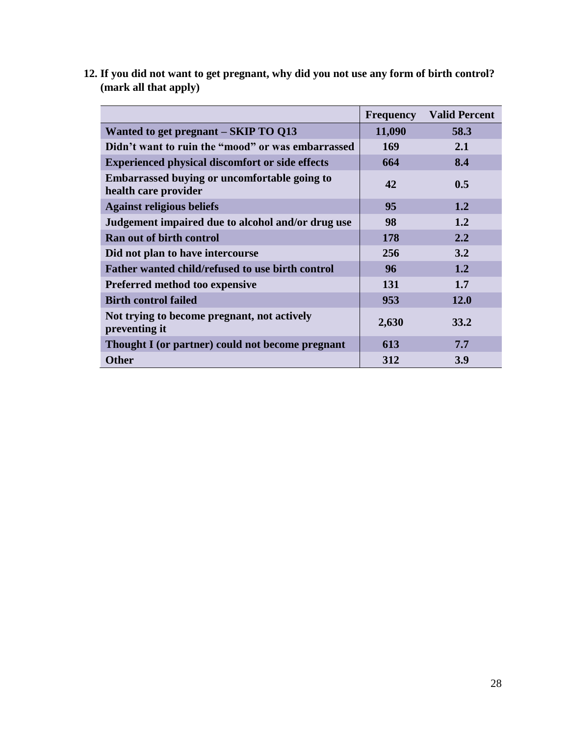**12. If you did not want to get pregnant, why did you not use any form of birth control? (mark all that apply)**

| | Frequency | Valid Percent |
|---|---|---|
| Wanted to get pregnant – SKIP TO Q13 | 11,090 | 58.3 |
| Didn't want to ruin the "mood" or was embarrassed | 169 | 2.1 |
| Experienced physical discomfort or side effects | 664 | 8.4 |
| Embarrassed buying or uncomfortable going to health care provider | 42 | 0.5 |
| Against religious beliefs | 95 | 1.2 |
| Judgement impaired due to alcohol and/or drug use | 98 | 1.2 |
| Ran out of birth control | 178 | 2.2 |
| Did not plan to have intercourse | 256 | 3.2 |
| Father wanted child/refused to use birth control | 96 | 1.2 |
| Preferred method too expensive | 131 | 1.7 |
| Birth control failed | 953 | 12.0 |
| Not trying to become pregnant, not actively preventing it | 2,630 | 33.2 |
| Thought I (or partner) could not become pregnant | 613 | 7.7 |
| Other | 312 | 3.9 |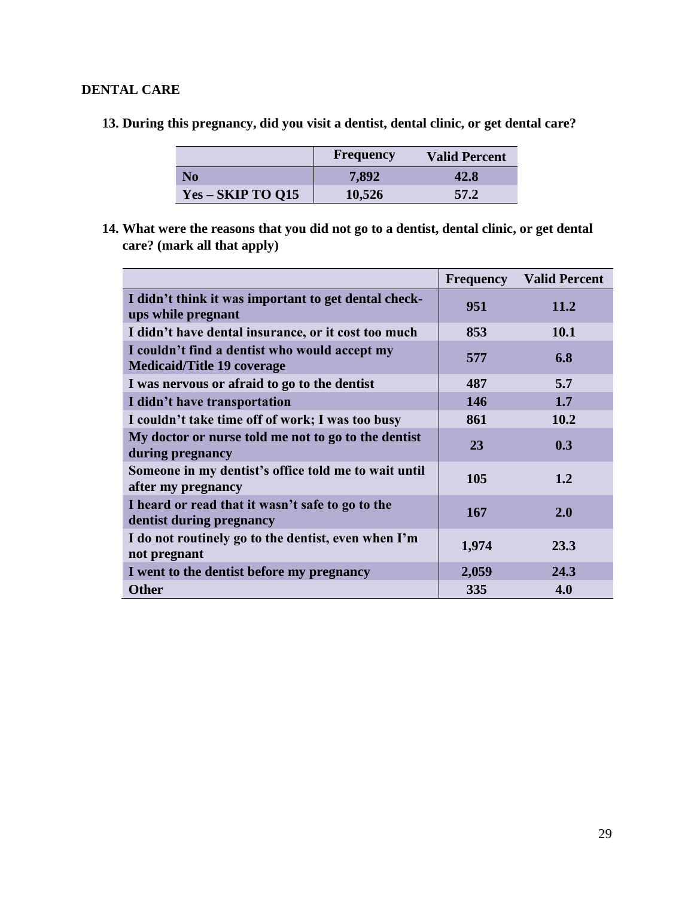## DENTAL CARE

**13. During this pregnancy, did you visit a dentist, dental clinic, or get dental care?**

| | Frequency | Valid Percent |
|---|---|---|
| No | 7,892 | 42.8 |
| Yes – SKIP TO Q15 | 10,526 | 57.2 |

**14. What were the reasons that you did not go to a dentist, dental clinic, or get dental care? (mark all that apply)**

| | Frequency | Valid Percent |
|---|---|---|
| I didn't think it was important to get dental check-ups while pregnant | 951 | 11.2 |
| I didn't have dental insurance, or it cost too much | 853 | 10.1 |
| I couldn't find a dentist who would accept my Medicaid/Title 19 coverage | 577 | 6.8 |
| I was nervous or afraid to go to the dentist | 487 | 5.7 |
| I didn't have transportation | 146 | 1.7 |
| I couldn't take time off of work; I was too busy | 861 | 10.2 |
| My doctor or nurse told me not to go to the dentist during pregnancy | 23 | 0.3 |
| Someone in my dentist's office told me to wait until after my pregnancy | 105 | 1.2 |
| I heard or read that it wasn't safe to go to the dentist during pregnancy | 167 | 2.0 |
| I do not routinely go to the dentist, even when I'm not pregnant | 1,974 | 23.3 |
| I went to the dentist before my pregnancy | 2,059 | 24.3 |
| Other | 335 | 4.0 |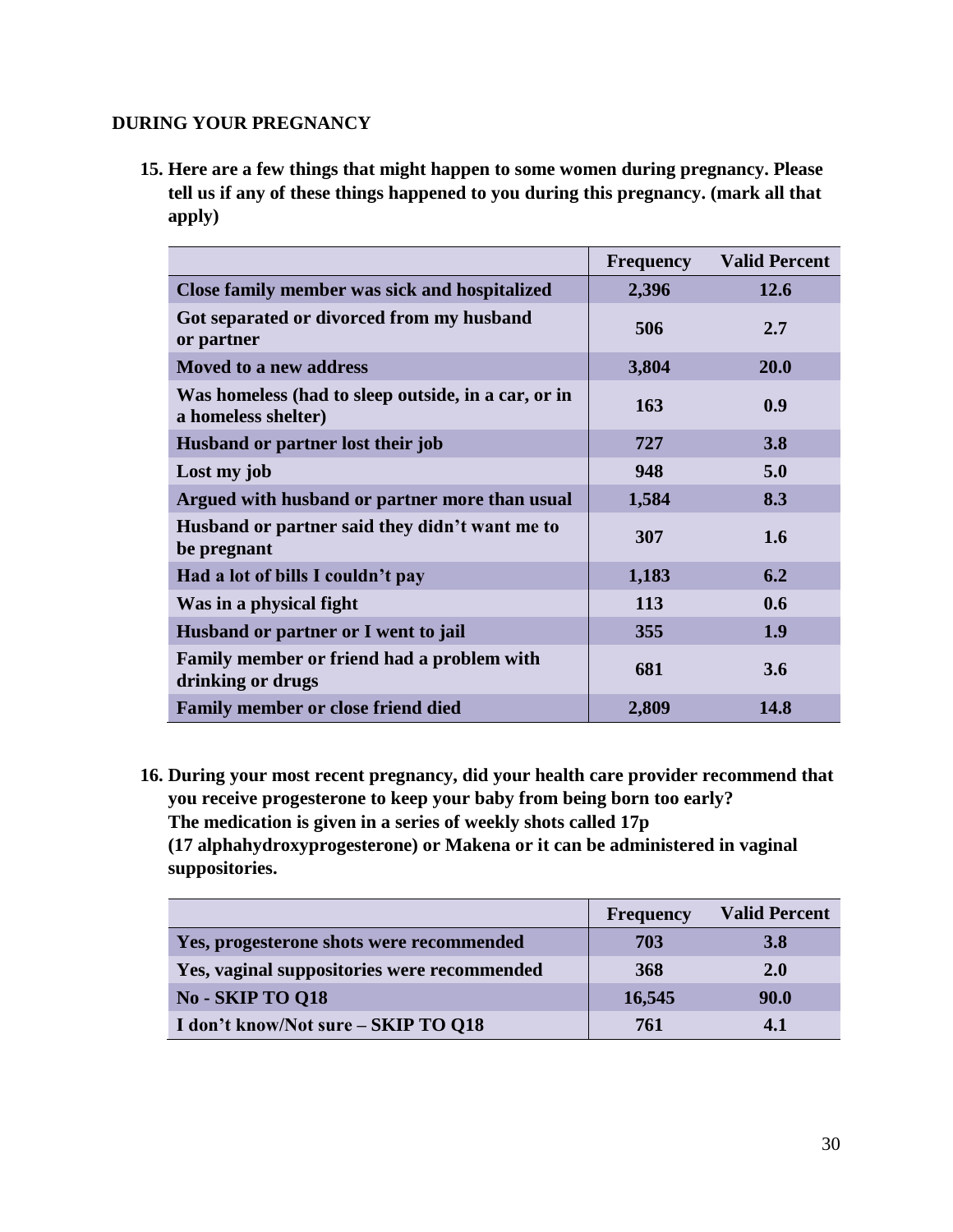## DURING YOUR PREGNANCY

**15. Here are a few things that might happen to some women during pregnancy. Please tell us if any of these things happened to you during this pregnancy. (mark all that apply)**

| | Frequency | Valid Percent |
|---|---|---|
| Close family member was sick and hospitalized | 2,396 | 12.6 |
| Got separated or divorced from my husband or partner | 506 | 2.7 |
| Moved to a new address | 3,804 | 20.0 |
| Was homeless (had to sleep outside, in a car, or in a homeless shelter) | 163 | 0.9 |
| Husband or partner lost their job | 727 | 3.8 |
| Lost my job | 948 | 5.0 |
| Argued with husband or partner more than usual | 1,584 | 8.3 |
| Husband or partner said they didn't want me to be pregnant | 307 | 1.6 |
| Had a lot of bills I couldn't pay | 1,183 | 6.2 |
| Was in a physical fight | 113 | 0.6 |
| Husband or partner or I went to jail | 355 | 1.9 |
| Family member or friend had a problem with drinking or drugs | 681 | 3.6 |
| Family member or close friend died | 2,809 | 14.8 |

**16. During your most recent pregnancy, did your health care provider recommend that you receive progesterone to keep your baby from being born too early? The medication is given in a series of weekly shots called 17p (17 alphahydroxyprogesterone) or Makena or it can be administered in vaginal suppositories.**

| | Frequency | Valid Percent |
|---|---|---|
| Yes, progesterone shots were recommended | 703 | 3.8 |
| Yes, vaginal suppositories were recommended | 368 | 2.0 |
| No - SKIP TO Q18 | 16,545 | 90.0 |
| I don't know/Not sure – SKIP TO Q18 | 761 | 4.1 |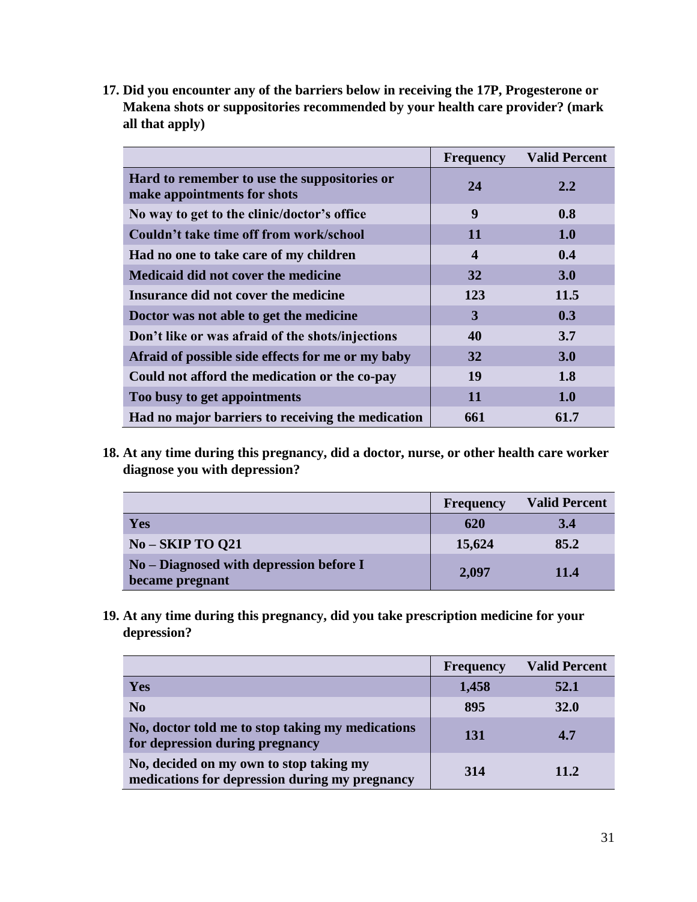**17. Did you encounter any of the barriers below in receiving the 17P, Progesterone or Makena shots or suppositories recommended by your health care provider? (mark all that apply)**

| | Frequency | Valid Percent |
|---|---|---|
| Hard to remember to use the suppositories or make appointments for shots | 24 | 2.2 |
| No way to get to the clinic/doctor's office | 9 | 0.8 |
| Couldn't take time off from work/school | 11 | 1.0 |
| Had no one to take care of my children | 4 | 0.4 |
| Medicaid did not cover the medicine | 32 | 3.0 |
| Insurance did not cover the medicine | 123 | 11.5 |
| Doctor was not able to get the medicine | 3 | 0.3 |
| Don't like or was afraid of the shots/injections | 40 | 3.7 |
| Afraid of possible side effects for me or my baby | 32 | 3.0 |
| Could not afford the medication or the co-pay | 19 | 1.8 |
| Too busy to get appointments | 11 | 1.0 |
| Had no major barriers to receiving the medication | 661 | 61.7 |

**18. At any time during this pregnancy, did a doctor, nurse, or other health care worker diagnose you with depression?**

| | Frequency | Valid Percent |
|---|---|---|
| Yes | 620 | 3.4 |
| No – SKIP TO Q21 | 15,624 | 85.2 |
| No – Diagnosed with depression before I became pregnant | 2,097 | 11.4 |

**19. At any time during this pregnancy, did you take prescription medicine for your depression?**

| | Frequency | Valid Percent |
|---|---|---|
| Yes | 1,458 | 52.1 |
| No | 895 | 32.0 |
| No, doctor told me to stop taking my medications for depression during pregnancy | 131 | 4.7 |
| No, decided on my own to stop taking my medications for depression during my pregnancy | 314 | 11.2 |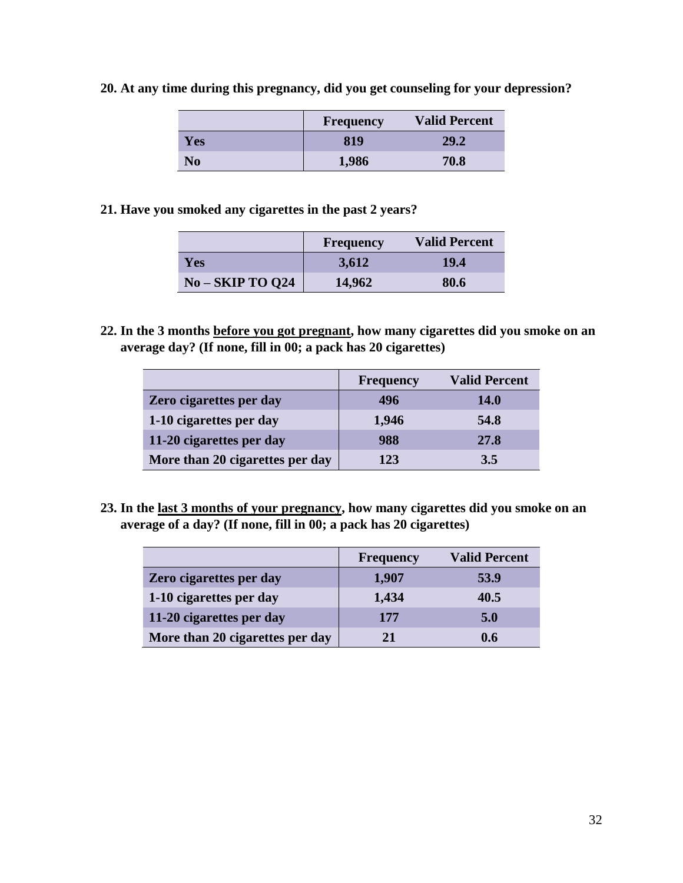**20. At any time during this pregnancy, did you get counseling for your depression?**

| | Frequency | Valid Percent |
|---|---|---|
| **Yes** | **819** | **29.2** |
| **No** | **1,986** | **70.8** |

**21. Have you smoked any cigarettes in the past 2 years?**

| | Frequency | Valid Percent |
|---|---|---|
| **Yes** | **3,612** | **19.4** |
| **No – SKIP TO Q24** | **14,962** | **80.6** |

**22. In the 3 months <u>before you got pregnant</u>, how many cigarettes did you smoke on an average day? (If none, fill in 00; a pack has 20 cigarettes)**

| | Frequency | Valid Percent |
|---|---|---|
| **Zero cigarettes per day** | **496** | **14.0** |
| **1-10 cigarettes per day** | **1,946** | **54.8** |
| **11-20 cigarettes per day** | **988** | **27.8** |
| **More than 20 cigarettes per day** | **123** | **3.5** |

**23. In the <u>last 3 months of your pregnancy</u>, how many cigarettes did you smoke on an average of a day? (If none, fill in 00; a pack has 20 cigarettes)**

| | Frequency | Valid Percent |
|---|---|---|
| **Zero cigarettes per day** | **1,907** | **53.9** |
| **1-10 cigarettes per day** | **1,434** | **40.5** |
| **11-20 cigarettes per day** | **177** | **5.0** |
| **More than 20 cigarettes per day** | **21** | **0.6** |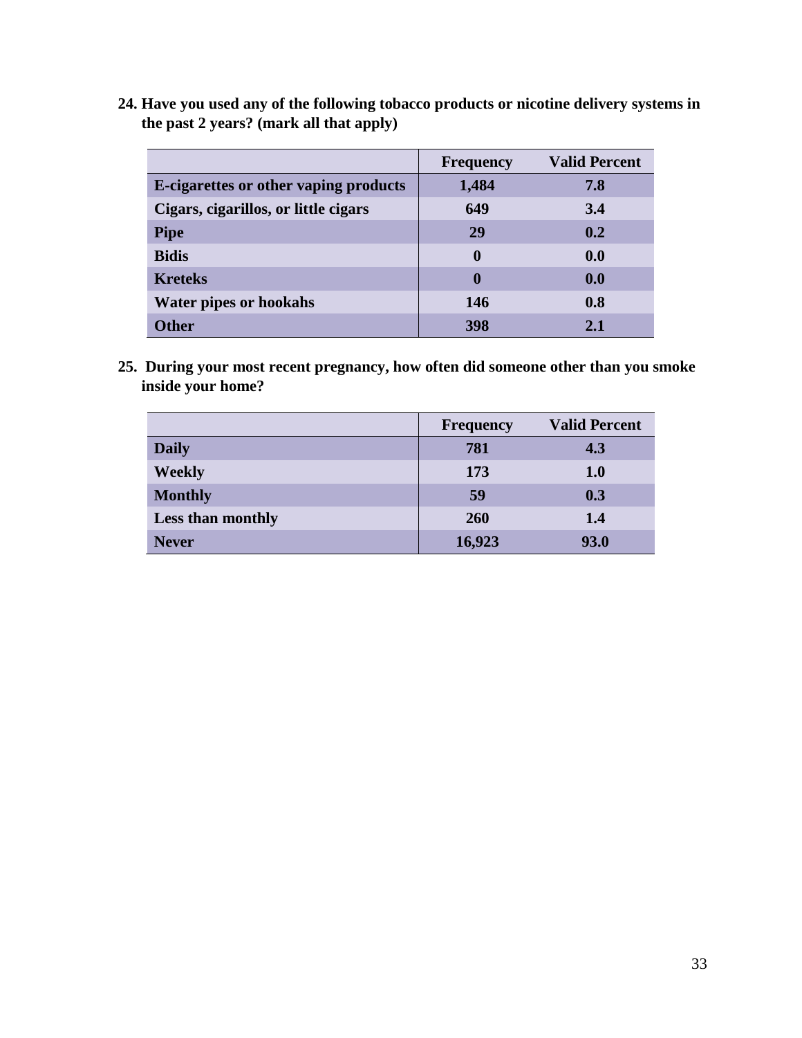**24. Have you used any of the following tobacco products or nicotine delivery systems in the past 2 years? (mark all that apply)**

| | Frequency | Valid Percent |
|---|---|---|
| **E-cigarettes or other vaping products** | **1,484** | **7.8** |
| **Cigars, cigarillos, or little cigars** | **649** | **3.4** |
| **Pipe** | **29** | **0.2** |
| **Bidis** | **0** | **0.0** |
| **Kreteks** | **0** | **0.0** |
| **Water pipes or hookahs** | **146** | **0.8** |
| **Other** | **398** | **2.1** |

**25. During your most recent pregnancy, how often did someone other than you smoke inside your home?**

| | Frequency | Valid Percent |
|---|---|---|
| **Daily** | **781** | **4.3** |
| **Weekly** | **173** | **1.0** |
| **Monthly** | **59** | **0.3** |
| **Less than monthly** | **260** | **1.4** |
| **Never** | **16,923** | **93.0** |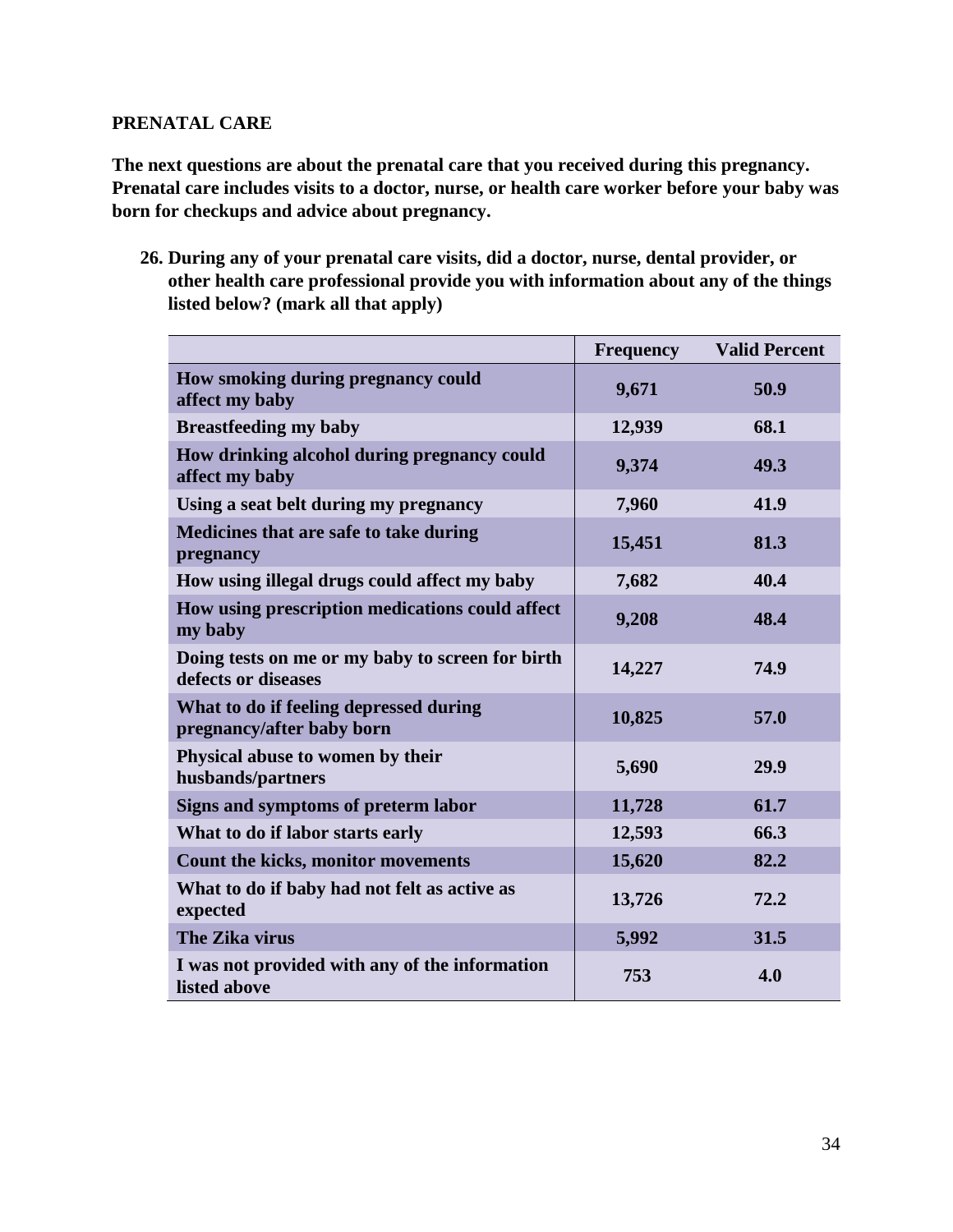## PRENATAL CARE

**The next questions are about the prenatal care that you received during this pregnancy. Prenatal care includes visits to a doctor, nurse, or health care worker before your baby was born for checkups and advice about pregnancy.**

**26. During any of your prenatal care visits, did a doctor, nurse, dental provider, or other health care professional provide you with information about any of the things listed below? (mark all that apply)**

| | Frequency | Valid Percent |
|---|---|---|
| How smoking during pregnancy could affect my baby | 9,671 | 50.9 |
| Breastfeeding my baby | 12,939 | 68.1 |
| How drinking alcohol during pregnancy could affect my baby | 9,374 | 49.3 |
| Using a seat belt during my pregnancy | 7,960 | 41.9 |
| Medicines that are safe to take during pregnancy | 15,451 | 81.3 |
| How using illegal drugs could affect my baby | 7,682 | 40.4 |
| How using prescription medications could affect my baby | 9,208 | 48.4 |
| Doing tests on me or my baby to screen for birth defects or diseases | 14,227 | 74.9 |
| What to do if feeling depressed during pregnancy/after baby born | 10,825 | 57.0 |
| Physical abuse to women by their husbands/partners | 5,690 | 29.9 |
| Signs and symptoms of preterm labor | 11,728 | 61.7 |
| What to do if labor starts early | 12,593 | 66.3 |
| Count the kicks, monitor movements | 15,620 | 82.2 |
| What to do if baby had not felt as active as expected | 13,726 | 72.2 |
| The Zika virus | 5,992 | 31.5 |
| I was not provided with any of the information listed above | 753 | 4.0 |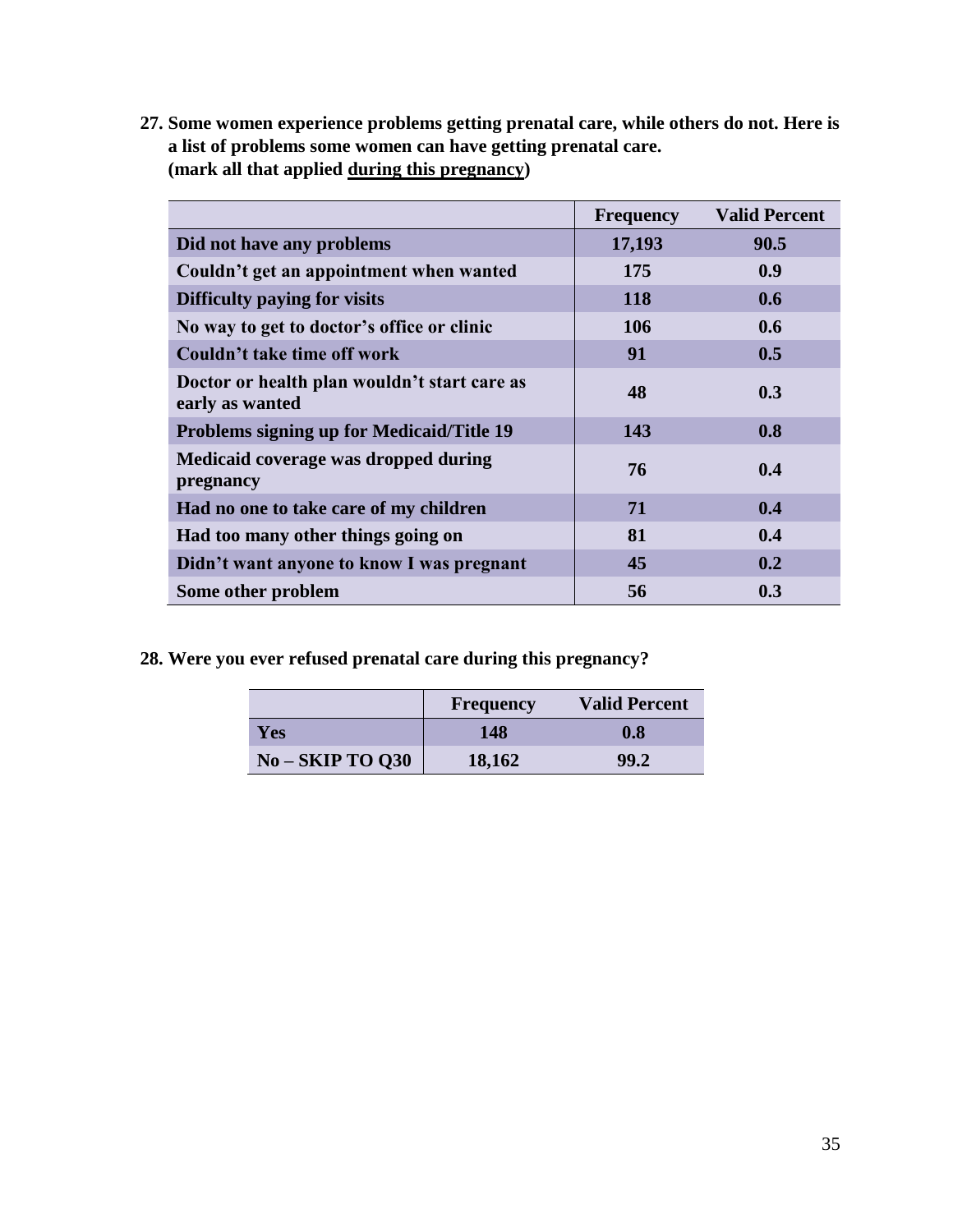**27. Some women experience problems getting prenatal care, while others do not. Here is a list of problems some women can have getting prenatal care. (mark all that applied <u>during this pregnancy</u>)**

| | Frequency | Valid Percent |
|---|---|---|
| Did not have any problems | 17,193 | 90.5 |
| Couldn't get an appointment when wanted | 175 | 0.9 |
| Difficulty paying for visits | 118 | 0.6 |
| No way to get to doctor's office or clinic | 106 | 0.6 |
| Couldn't take time off work | 91 | 0.5 |
| Doctor or health plan wouldn't start care as early as wanted | 48 | 0.3 |
| Problems signing up for Medicaid/Title 19 | 143 | 0.8 |
| Medicaid coverage was dropped during pregnancy | 76 | 0.4 |
| Had no one to take care of my children | 71 | 0.4 |
| Had too many other things going on | 81 | 0.4 |
| Didn't want anyone to know I was pregnant | 45 | 0.2 |
| Some other problem | 56 | 0.3 |

**28. Were you ever refused prenatal care during this pregnancy?**

| | Frequency | Valid Percent |
|---|---|---|
| Yes | 148 | 0.8 |
| No – SKIP TO Q30 | 18,162 | 99.2 |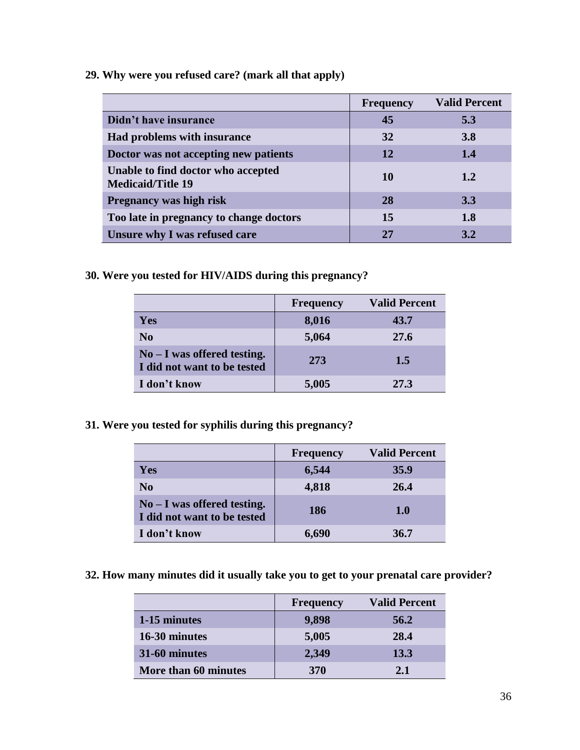**29. Why were you refused care? (mark all that apply)**

| | Frequency | Valid Percent |
|---|---|---|
| Didn't have insurance | 45 | 5.3 |
| Had problems with insurance | 32 | 3.8 |
| Doctor was not accepting new patients | 12 | 1.4 |
| Unable to find doctor who accepted Medicaid/Title 19 | 10 | 1.2 |
| Pregnancy was high risk | 28 | 3.3 |
| Too late in pregnancy to change doctors | 15 | 1.8 |
| Unsure why I was refused care | 27 | 3.2 |

**30. Were you tested for HIV/AIDS during this pregnancy?**

| | Frequency | Valid Percent |
|---|---|---|
| Yes | 8,016 | 43.7 |
| No | 5,064 | 27.6 |
| No – I was offered testing. I did not want to be tested | 273 | 1.5 |
| I don't know | 5,005 | 27.3 |

**31. Were you tested for syphilis during this pregnancy?**

| | Frequency | Valid Percent |
|---|---|---|
| Yes | 6,544 | 35.9 |
| No | 4,818 | 26.4 |
| No – I was offered testing. I did not want to be tested | 186 | 1.0 |
| I don't know | 6,690 | 36.7 |

**32. How many minutes did it usually take you to get to your prenatal care provider?**

| | Frequency | Valid Percent |
|---|---|---|
| 1-15 minutes | 9,898 | 56.2 |
| 16-30 minutes | 5,005 | 28.4 |
| 31-60 minutes | 2,349 | 13.3 |
| More than 60 minutes | 370 | 2.1 |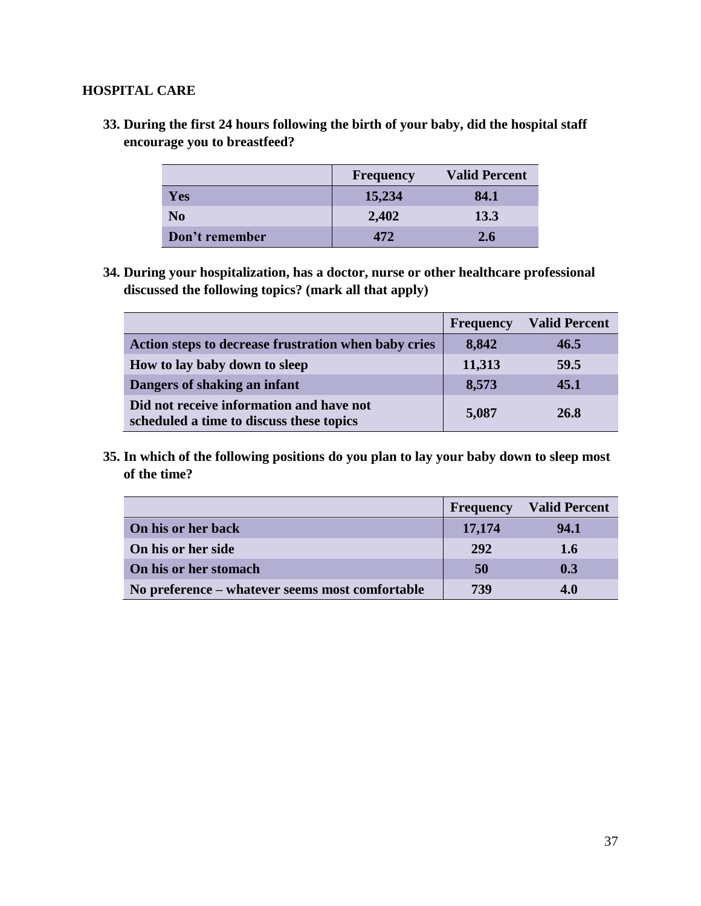## HOSPITAL CARE

**33. During the first 24 hours following the birth of your baby, did the hospital staff encourage you to breastfeed?**

| | Frequency | Valid Percent |
|---|---|---|
| Yes | 15,234 | 84.1 |
| No | 2,402 | 13.3 |
| Don't remember | 472 | 2.6 |

**34. During your hospitalization, has a doctor, nurse or other healthcare professional discussed the following topics? (mark all that apply)**

| | Frequency | Valid Percent |
|---|---|---|
| Action steps to decrease frustration when baby cries | 8,842 | 46.5 |
| How to lay baby down to sleep | 11,313 | 59.5 |
| Dangers of shaking an infant | 8,573 | 45.1 |
| Did not receive information and have not scheduled a time to discuss these topics | 5,087 | 26.8 |

**35. In which of the following positions do you plan to lay your baby down to sleep most of the time?**

| | Frequency | Valid Percent |
|---|---|---|
| On his or her back | 17,174 | 94.1 |
| On his or her side | 292 | 1.6 |
| On his or her stomach | 50 | 0.3 |
| No preference – whatever seems most comfortable | 739 | 4.0 |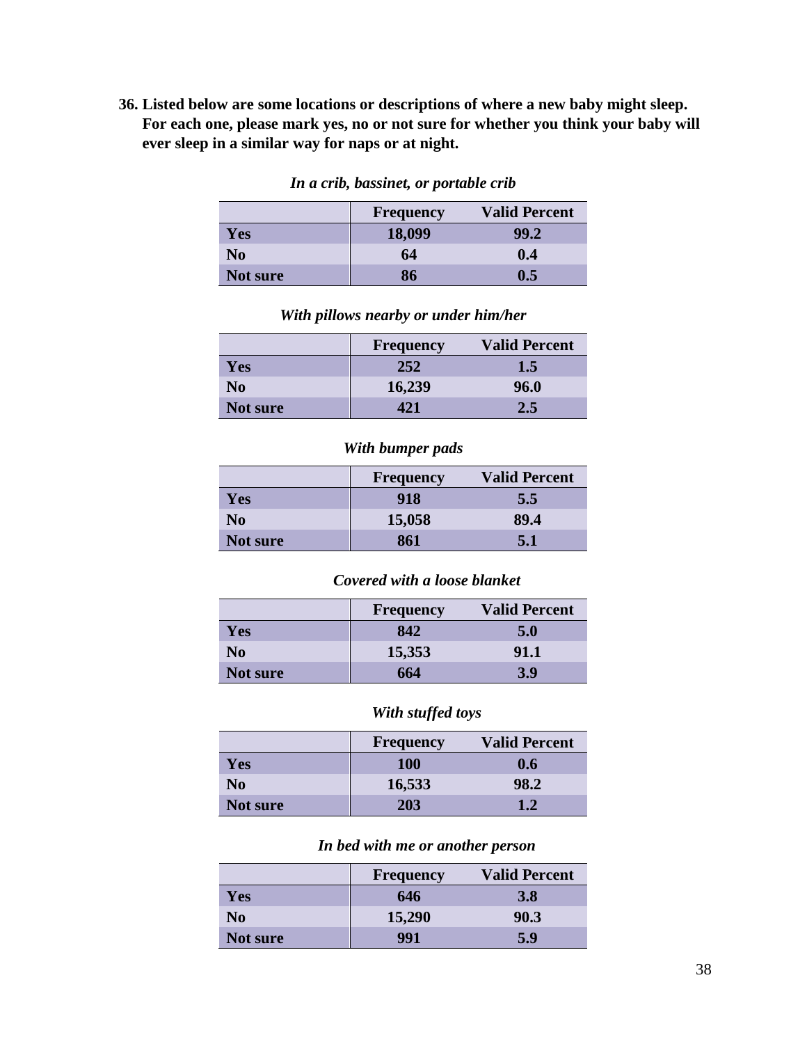**36. Listed below are some locations or descriptions of where a new baby might sleep. For each one, please mark yes, no or not sure for whether you think your baby will ever sleep in a similar way for naps or at night.**

*In a crib, bassinet, or portable crib*

| | Frequency | Valid Percent |
|---|---|---|
| Yes | 18,099 | 99.2 |
| No | 64 | 0.4 |
| Not sure | 86 | 0.5 |

*With pillows nearby or under him/her*

| | Frequency | Valid Percent |
|---|---|---|
| Yes | 252 | 1.5 |
| No | 16,239 | 96.0 |
| Not sure | 421 | 2.5 |

*With bumper pads*

| | Frequency | Valid Percent |
|---|---|---|
| Yes | 918 | 5.5 |
| No | 15,058 | 89.4 |
| Not sure | 861 | 5.1 |

*Covered with a loose blanket*

| | Frequency | Valid Percent |
|---|---|---|
| Yes | 842 | 5.0 |
| No | 15,353 | 91.1 |
| Not sure | 664 | 3.9 |

*With stuffed toys*

| | Frequency | Valid Percent |
|---|---|---|
| Yes | 100 | 0.6 |
| No | 16,533 | 98.2 |
| Not sure | 203 | 1.2 |

*In bed with me or another person*

| | Frequency | Valid Percent |
|---|---|---|
| Yes | 646 | 3.8 |
| No | 15,290 | 90.3 |
| Not sure | 991 | 5.9 |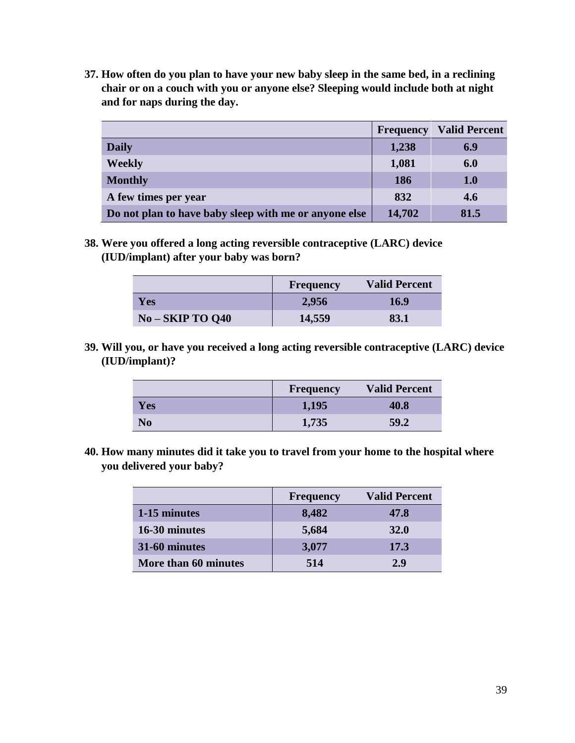**37. How often do you plan to have your new baby sleep in the same bed, in a reclining chair or on a couch with you or anyone else? Sleeping would include both at night and for naps during the day.**

| | Frequency | Valid Percent |
|---|---|---|
| **Daily** | 1,238 | 6.9 |
| **Weekly** | 1,081 | 6.0 |
| **Monthly** | 186 | 1.0 |
| **A few times per year** | 832 | 4.6 |
| **Do not plan to have baby sleep with me or anyone else** | 14,702 | 81.5 |

**38. Were you offered a long acting reversible contraceptive (LARC) device (IUD/implant) after your baby was born?**

| | Frequency | Valid Percent |
|---|---|---|
| **Yes** | 2,956 | 16.9 |
| **No – SKIP TO Q40** | 14,559 | 83.1 |

**39. Will you, or have you received a long acting reversible contraceptive (LARC) device (IUD/implant)?**

| | Frequency | Valid Percent |
|---|---|---|
| **Yes** | 1,195 | 40.8 |
| **No** | 1,735 | 59.2 |

**40. How many minutes did it take you to travel from your home to the hospital where you delivered your baby?**

| | Frequency | Valid Percent |
|---|---|---|
| **1-15 minutes** | 8,482 | 47.8 |
| **16-30 minutes** | 5,684 | 32.0 |
| **31-60 minutes** | 3,077 | 17.3 |
| **More than 60 minutes** | 514 | 2.9 |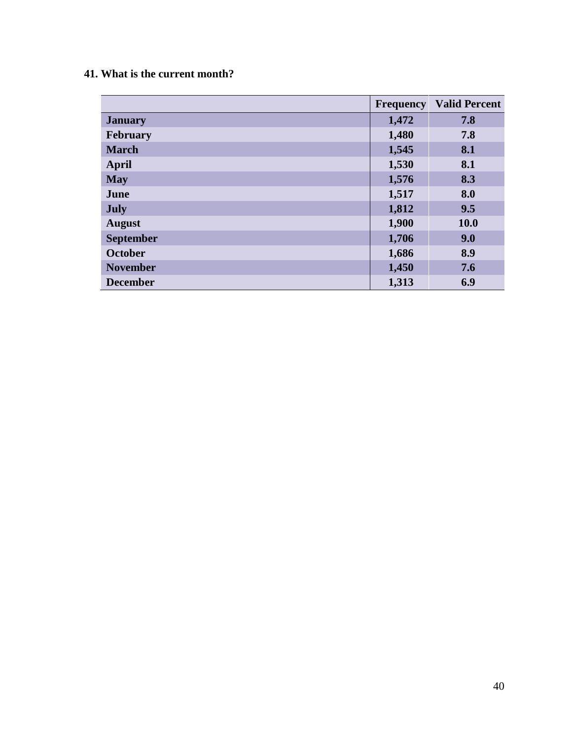**41. What is the current month?**

| | Frequency | Valid Percent |
|---|---|---|
| **January** | **1,472** | **7.8** |
| **February** | **1,480** | **7.8** |
| **March** | **1,545** | **8.1** |
| **April** | **1,530** | **8.1** |
| **May** | **1,576** | **8.3** |
| **June** | **1,517** | **8.0** |
| **July** | **1,812** | **9.5** |
| **August** | **1,900** | **10.0** |
| **September** | **1,706** | **9.0** |
| **October** | **1,686** | **8.9** |
| **November** | **1,450** | **7.6** |
| **December** | **1,313** | **6.9** |